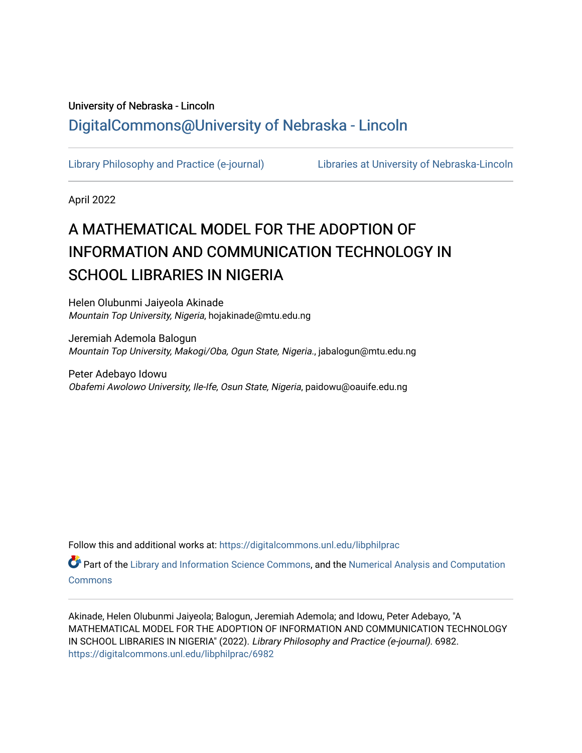University of Nebraska - Lincoln

DigitalCommons@University of Nebraska - Lincoln

Library Philosophy and Practice (e-journal) | Libraries at University of Nebraska-Lincoln

April 2022

# A MATHEMATICAL MODEL FOR THE ADOPTION OF INFORMATION AND COMMUNICATION TECHNOLOGY IN SCHOOL LIBRARIES IN NIGERIA

Helen Olubunmi Jaiyeola Akinade
*Mountain Top University, Nigeria*, hojakinade@mtu.edu.ng

Jeremiah Ademola Balogun
*Mountain Top University, Makogi/Oba, Ogun State, Nigeria.*, jabalogun@mtu.edu.ng

Peter Adebayo Idowu
*Obafemi Awolowo University, Ile-Ife, Osun State, Nigeria*, paidowu@oauife.edu.ng

Follow this and additional works at: https://digitalcommons.unl.edu/libphilprac

Part of the Library and Information Science Commons, and the Numerical Analysis and Computation Commons

Akinade, Helen Olubunmi Jaiyeola; Balogun, Jeremiah Ademola; and Idowu, Peter Adebayo, "A MATHEMATICAL MODEL FOR THE ADOPTION OF INFORMATION AND COMMUNICATION TECHNOLOGY IN SCHOOL LIBRARIES IN NIGERIA" (2022). *Library Philosophy and Practice (e-journal)*. 6982.
https://digitalcommons.unl.edu/libphilprac/6982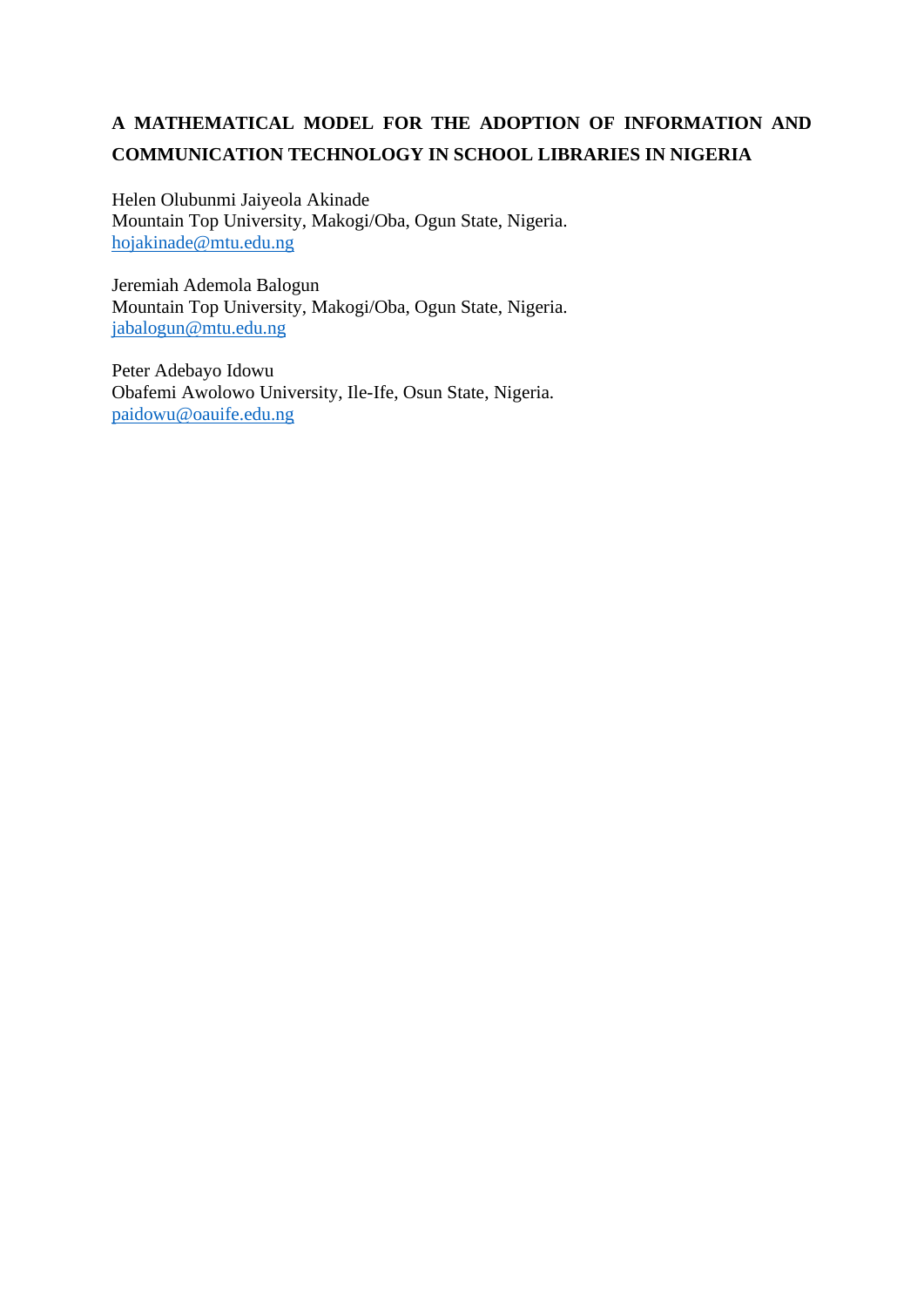# A MATHEMATICAL MODEL FOR THE ADOPTION OF INFORMATION AND COMMUNICATION TECHNOLOGY IN SCHOOL LIBRARIES IN NIGERIA

Helen Olubunmi Jaiyeola Akinade
Mountain Top University, Makogi/Oba, Ogun State, Nigeria.
hojakinade@mtu.edu.ng

Jeremiah Ademola Balogun
Mountain Top University, Makogi/Oba, Ogun State, Nigeria.
jabalogun@mtu.edu.ng

Peter Adebayo Idowu
Obafemi Awolowo University, Ile-Ife, Osun State, Nigeria.
paidowu@oauife.edu.ng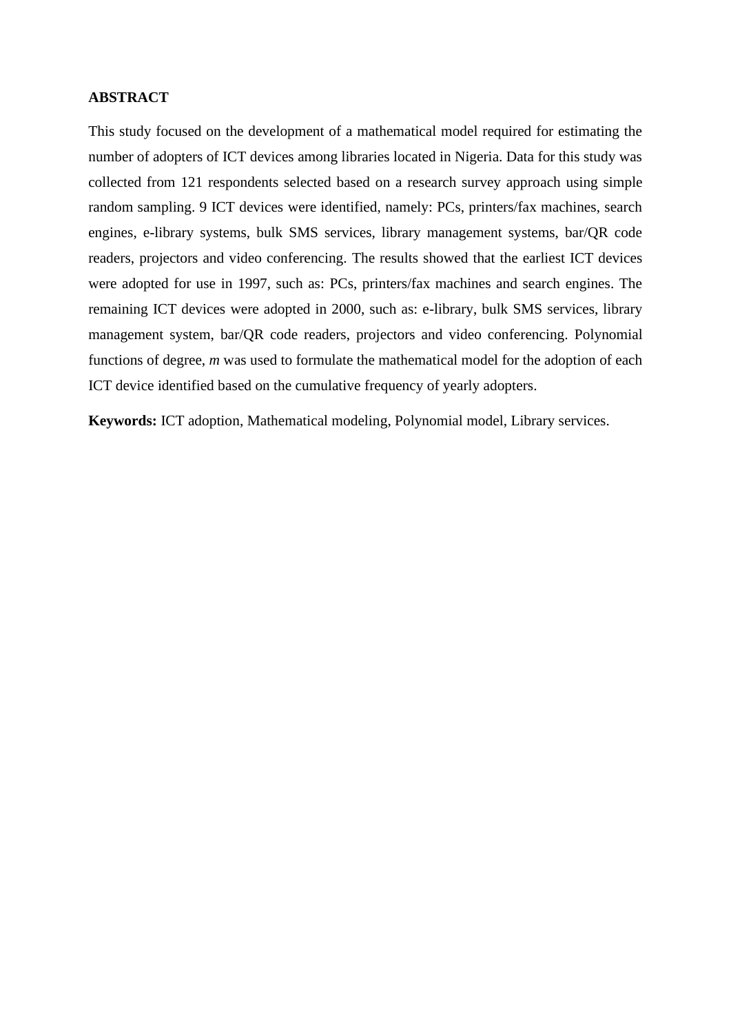## ABSTRACT

This study focused on the development of a mathematical model required for estimating the number of adopters of ICT devices among libraries located in Nigeria. Data for this study was collected from 121 respondents selected based on a research survey approach using simple random sampling. 9 ICT devices were identified, namely: PCs, printers/fax machines, search engines, e-library systems, bulk SMS services, library management systems, bar/QR code readers, projectors and video conferencing. The results showed that the earliest ICT devices were adopted for use in 1997, such as: PCs, printers/fax machines and search engines. The remaining ICT devices were adopted in 2000, such as: e-library, bulk SMS services, library management system, bar/QR code readers, projectors and video conferencing. Polynomial functions of degree, $m$ was used to formulate the mathematical model for the adoption of each ICT device identified based on the cumulative frequency of yearly adopters.

**Keywords:** ICT adoption, Mathematical modeling, Polynomial model, Library services.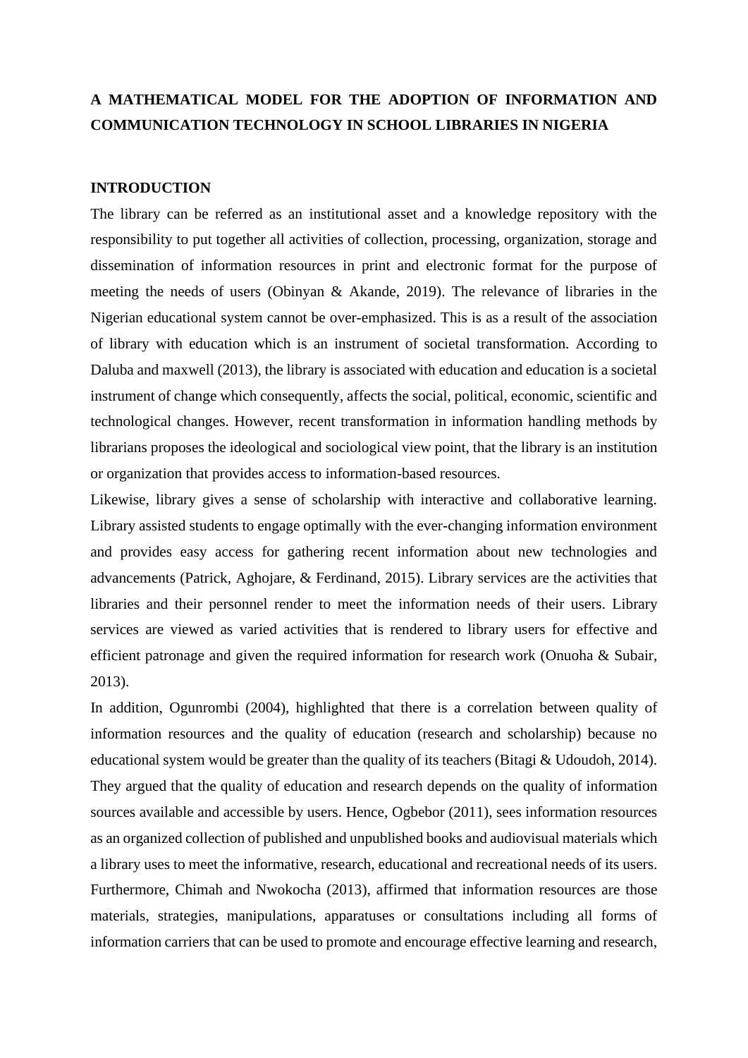# A MATHEMATICAL MODEL FOR THE ADOPTION OF INFORMATION AND COMMUNICATION TECHNOLOGY IN SCHOOL LIBRARIES IN NIGERIA

## INTRODUCTION

The library can be referred as an institutional asset and a knowledge repository with the responsibility to put together all activities of collection, processing, organization, storage and dissemination of information resources in print and electronic format for the purpose of meeting the needs of users (Obinyan & Akande, 2019). The relevance of libraries in the Nigerian educational system cannot be over-emphasized. This is as a result of the association of library with education which is an instrument of societal transformation. According to Daluba and maxwell (2013), the library is associated with education and education is a societal instrument of change which consequently, affects the social, political, economic, scientific and technological changes. However, recent transformation in information handling methods by librarians proposes the ideological and sociological view point, that the library is an institution or organization that provides access to information-based resources.

Likewise, library gives a sense of scholarship with interactive and collaborative learning. Library assisted students to engage optimally with the ever-changing information environment and provides easy access for gathering recent information about new technologies and advancements (Patrick, Aghojare, & Ferdinand, 2015). Library services are the activities that libraries and their personnel render to meet the information needs of their users. Library services are viewed as varied activities that is rendered to library users for effective and efficient patronage and given the required information for research work (Onuoha & Subair, 2013).

In addition, Ogunrombi (2004), highlighted that there is a correlation between quality of information resources and the quality of education (research and scholarship) because no educational system would be greater than the quality of its teachers (Bitagi & Udoudoh, 2014). They argued that the quality of education and research depends on the quality of information sources available and accessible by users. Hence, Ogbebor (2011), sees information resources as an organized collection of published and unpublished books and audiovisual materials which a library uses to meet the informative, research, educational and recreational needs of its users. Furthermore, Chimah and Nwokocha (2013), affirmed that information resources are those materials, strategies, manipulations, apparatuses or consultations including all forms of information carriers that can be used to promote and encourage effective learning and research,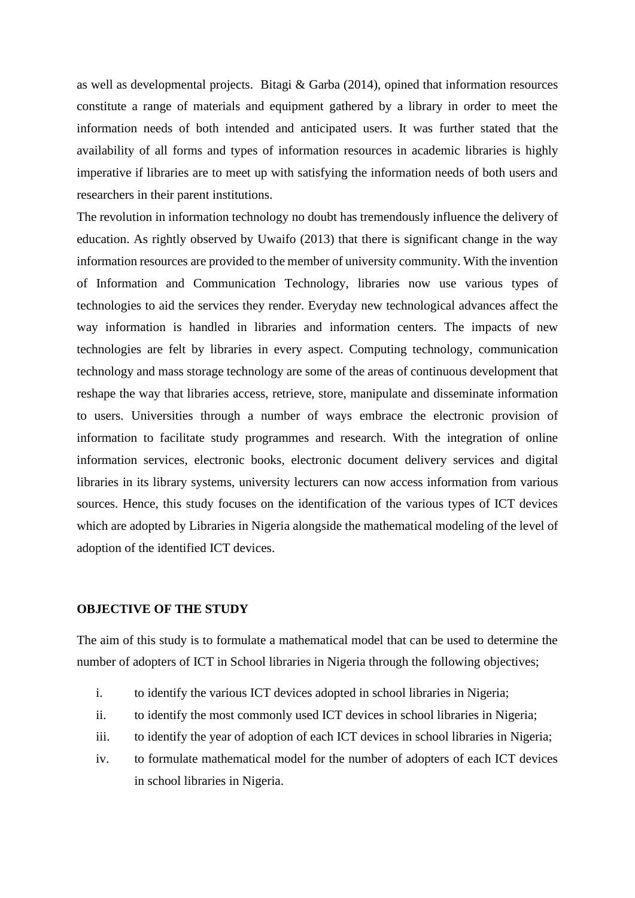as well as developmental projects. Bitagi & Garba (2014), opined that information resources constitute a range of materials and equipment gathered by a library in order to meet the information needs of both intended and anticipated users. It was further stated that the availability of all forms and types of information resources in academic libraries is highly imperative if libraries are to meet up with satisfying the information needs of both users and researchers in their parent institutions.

The revolution in information technology no doubt has tremendously influence the delivery of education. As rightly observed by Uwaifo (2013) that there is significant change in the way information resources are provided to the member of university community. With the invention of Information and Communication Technology, libraries now use various types of technologies to aid the services they render. Everyday new technological advances affect the way information is handled in libraries and information centers. The impacts of new technologies are felt by libraries in every aspect. Computing technology, communication technology and mass storage technology are some of the areas of continuous development that reshape the way that libraries access, retrieve, store, manipulate and disseminate information to users. Universities through a number of ways embrace the electronic provision of information to facilitate study programmes and research. With the integration of online information services, electronic books, electronic document delivery services and digital libraries in its library systems, university lecturers can now access information from various sources. Hence, this study focuses on the identification of the various types of ICT devices which are adopted by Libraries in Nigeria alongside the mathematical modeling of the level of adoption of the identified ICT devices.

## OBJECTIVE OF THE STUDY

The aim of this study is to formulate a mathematical model that can be used to determine the number of adopters of ICT in School libraries in Nigeria through the following objectives;

i. to identify the various ICT devices adopted in school libraries in Nigeria;
ii. to identify the most commonly used ICT devices in school libraries in Nigeria;
iii. to identify the year of adoption of each ICT devices in school libraries in Nigeria;
iv. to formulate mathematical model for the number of adopters of each ICT devices in school libraries in Nigeria.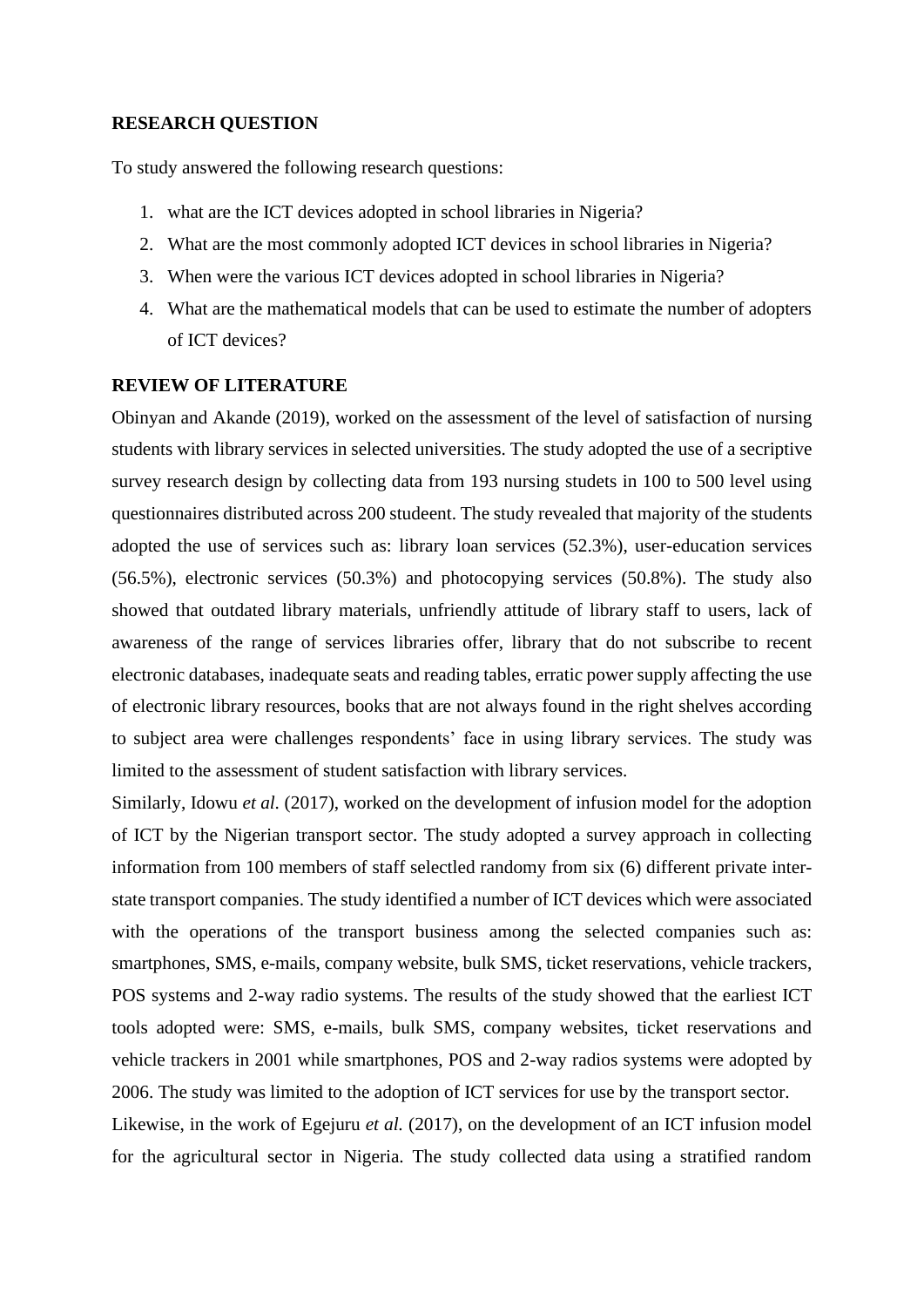**RESEARCH QUESTION**

To study answered the following research questions:

1. what are the ICT devices adopted in school libraries in Nigeria?
2. What are the most commonly adopted ICT devices in school libraries in Nigeria?
3. When were the various ICT devices adopted in school libraries in Nigeria?
4. What are the mathematical models that can be used to estimate the number of adopters of ICT devices?

**REVIEW OF LITERATURE**

Obinyan and Akande (2019), worked on the assessment of the level of satisfaction of nursing students with library services in selected universities. The study adopted the use of a secriptive survey research design by collecting data from 193 nursing studets in 100 to 500 level using questionnaires distributed across 200 studeent. The study revealed that majority of the students adopted the use of services such as: library loan services (52.3%), user-education services (56.5%), electronic services (50.3%) and photocopying services (50.8%). The study also showed that outdated library materials, unfriendly attitude of library staff to users, lack of awareness of the range of services libraries offer, library that do not subscribe to recent electronic databases, inadequate seats and reading tables, erratic power supply affecting the use of electronic library resources, books that are not always found in the right shelves according to subject area were challenges respondents' face in using library services. The study was limited to the assessment of student satisfaction with library services.

Similarly, Idowu *et al.* (2017), worked on the development of infusion model for the adoption of ICT by the Nigerian transport sector. The study adopted a survey approach in collecting information from 100 members of staff selectled randomy from six (6) different private inter-state transport companies. The study identified a number of ICT devices which were associated with the operations of the transport business among the selected companies such as: smartphones, SMS, e-mails, company website, bulk SMS, ticket reservations, vehicle trackers, POS systems and 2-way radio systems. The results of the study showed that the earliest ICT tools adopted were: SMS, e-mails, bulk SMS, company websites, ticket reservations and vehicle trackers in 2001 while smartphones, POS and 2-way radios systems were adopted by 2006. The study was limited to the adoption of ICT services for use by the transport sector.

Likewise, in the work of Egejuru *et al.* (2017), on the development of an ICT infusion model for the agricultural sector in Nigeria. The study collected data using a stratified random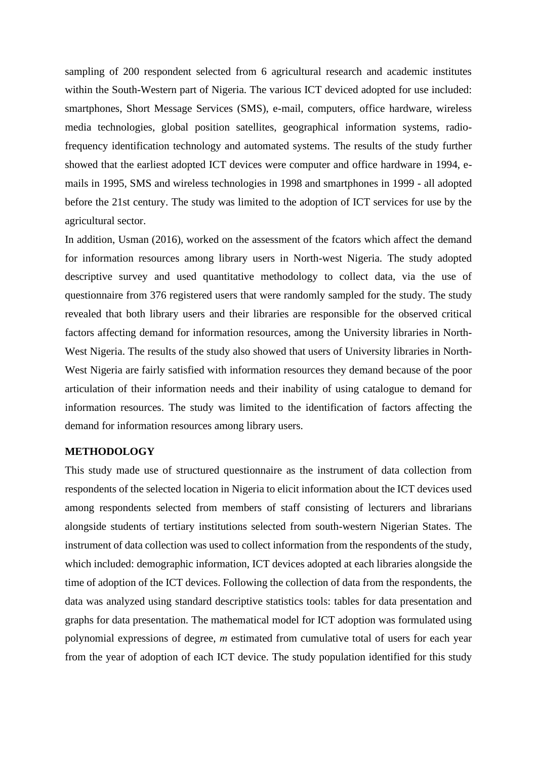sampling of 200 respondent selected from 6 agricultural research and academic institutes within the South-Western part of Nigeria. The various ICT deviced adopted for use included: smartphones, Short Message Services (SMS), e-mail, computers, office hardware, wireless media technologies, global position satellites, geographical information systems, radio-frequency identification technology and automated systems. The results of the study further showed that the earliest adopted ICT devices were computer and office hardware in 1994, e-mails in 1995, SMS and wireless technologies in 1998 and smartphones in 1999 - all adopted before the 21st century. The study was limited to the adoption of ICT services for use by the agricultural sector.

In addition, Usman (2016), worked on the assessment of the fcators which affect the demand for information resources among library users in North-west Nigeria. The study adopted descriptive survey and used quantitative methodology to collect data, via the use of questionnaire from 376 registered users that were randomly sampled for the study. The study revealed that both library users and their libraries are responsible for the observed critical factors affecting demand for information resources, among the University libraries in North-West Nigeria. The results of the study also showed that users of University libraries in North-West Nigeria are fairly satisfied with information resources they demand because of the poor articulation of their information needs and their inability of using catalogue to demand for information resources. The study was limited to the identification of factors affecting the demand for information resources among library users.

## METHODOLOGY

This study made use of structured questionnaire as the instrument of data collection from respondents of the selected location in Nigeria to elicit information about the ICT devices used among respondents selected from members of staff consisting of lecturers and librarians alongside students of tertiary institutions selected from south-western Nigerian States. The instrument of data collection was used to collect information from the respondents of the study, which included: demographic information, ICT devices adopted at each libraries alongside the time of adoption of the ICT devices. Following the collection of data from the respondents, the data was analyzed using standard descriptive statistics tools: tables for data presentation and graphs for data presentation. The mathematical model for ICT adoption was formulated using polynomial expressions of degree, $m$ estimated from cumulative total of users for each year from the year of adoption of each ICT device. The study population identified for this study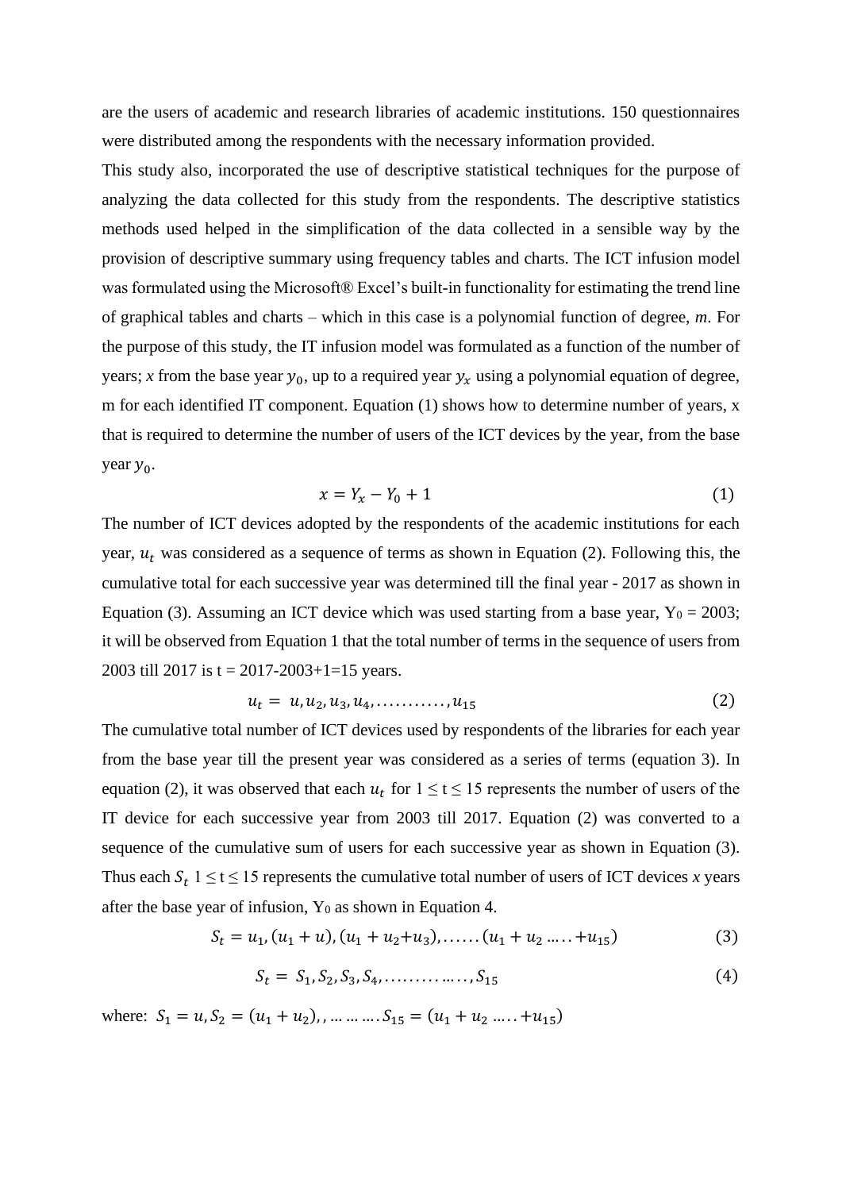are the users of academic and research libraries of academic institutions. 150 questionnaires were distributed among the respondents with the necessary information provided.

This study also, incorporated the use of descriptive statistical techniques for the purpose of analyzing the data collected for this study from the respondents. The descriptive statistics methods used helped in the simplification of the data collected in a sensible way by the provision of descriptive summary using frequency tables and charts. The ICT infusion model was formulated using the Microsoft® Excel's built-in functionality for estimating the trend line of graphical tables and charts – which in this case is a polynomial function of degree, *m*. For the purpose of this study, the IT infusion model was formulated as a function of the number of years; *x* from the base year $y_0$, up to a required year $y_x$ using a polynomial equation of degree, m for each identified IT component. Equation (1) shows how to determine number of years, x that is required to determine the number of users of the ICT devices by the year, from the base year $y_0$.

$$x = Y_x - Y_0 + 1 \tag{1}$$

The number of ICT devices adopted by the respondents of the academic institutions for each year, $u_t$ was considered as a sequence of terms as shown in Equation (2). Following this, the cumulative total for each successive year was determined till the final year - 2017 as shown in Equation (3). Assuming an ICT device which was used starting from a base year, $Y_0 = 2003$; it will be observed from Equation 1 that the total number of terms in the sequence of users from 2003 till 2017 is t = 2017-2003+1=15 years.

$$u_t = u, u_2, u_3, u_4, \ldots\ldots\ldots\ldots, u_{15} \tag{2}$$

The cumulative total number of ICT devices used by respondents of the libraries for each year from the base year till the present year was considered as a series of terms (equation 3). In equation (2), it was observed that each $u_t$ for $1 \leq t \leq 15$ represents the number of users of the IT device for each successive year from 2003 till 2017. Equation (2) was converted to a sequence of the cumulative sum of users for each successive year as shown in Equation (3). Thus each $S_t$ $1 \leq t \leq 15$ represents the cumulative total number of users of ICT devices *x* years after the base year of infusion, $Y_0$ as shown in Equation 4.

$$S_t = u_1, (u_1 + u), (u_1 + u_2 + u_3), \ldots\ldots (u_1 + u_2 \ldots\ldots + u_{15}) \tag{3}$$

$$S_t = S_1, S_2, S_3, S_4, \ldots\ldots\ldots\ldots\ldots, S_{15} \tag{4}$$

where: $S_1 = u, S_2 = (u_1 + u_2),, \ldots\ldots\ldots. S_{15} = (u_1 + u_2 \ldots\ldots + u_{15})$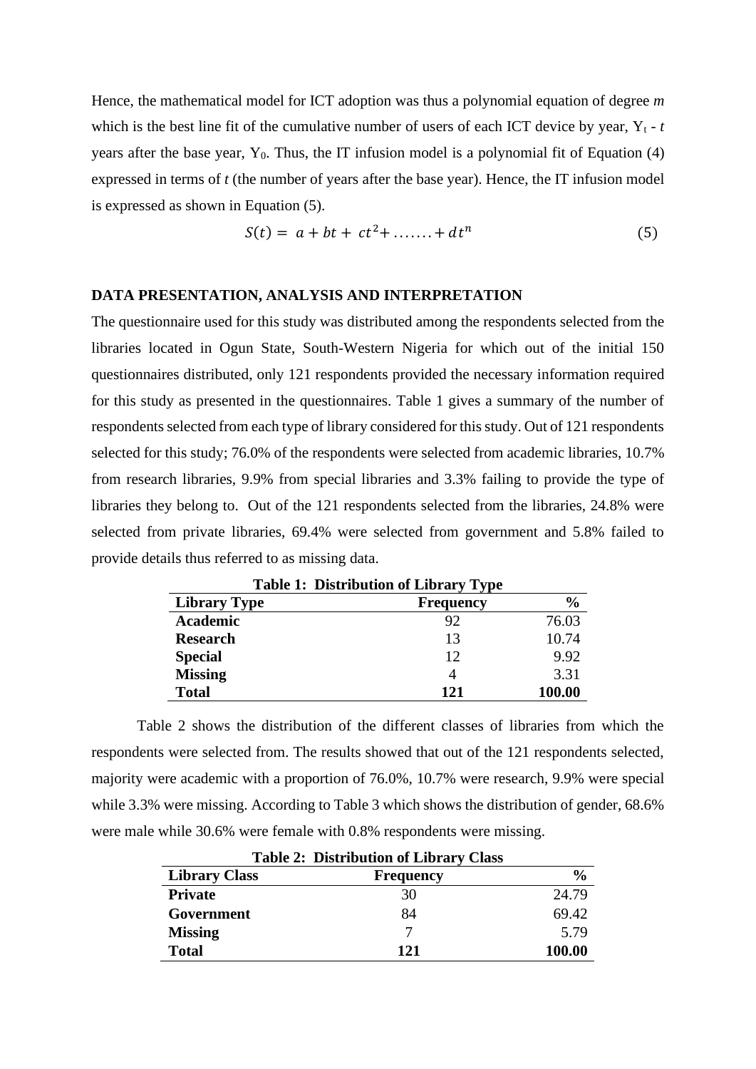Hence, the mathematical model for ICT adoption was thus a polynomial equation of degree *m* which is the best line fit of the cumulative number of users of each ICT device by year, $Y_t$ - *t* years after the base year, $Y_0$. Thus, the IT infusion model is a polynomial fit of Equation (4) expressed in terms of *t* (the number of years after the base year). Hence, the IT infusion model is expressed as shown in Equation (5).

$$S(t) = a + bt + ct^2 + \ldots\ldots + dt^n \qquad (5)$$

## DATA PRESENTATION, ANALYSIS AND INTERPRETATION

The questionnaire used for this study was distributed among the respondents selected from the libraries located in Ogun State, South-Western Nigeria for which out of the initial 150 questionnaires distributed, only 121 respondents provided the necessary information required for this study as presented in the questionnaires. Table 1 gives a summary of the number of respondents selected from each type of library considered for this study. Out of 121 respondents selected for this study; 76.0% of the respondents were selected from academic libraries, 10.7% from research libraries, 9.9% from special libraries and 3.3% failing to provide the type of libraries they belong to. Out of the 121 respondents selected from the libraries, 24.8% were selected from private libraries, 69.4% were selected from government and 5.8% failed to provide details thus referred to as missing data.

**Table 1: Distribution of Library Type**

| Library Type | Frequency | % |
|---|---|---|
| **Academic** | 92 | 76.03 |
| **Research** | 13 | 10.74 |
| **Special** | 12 | 9.92 |
| **Missing** | 4 | 3.31 |
| **Total** | **121** | **100.00** |

Table 2 shows the distribution of the different classes of libraries from which the respondents were selected from. The results showed that out of the 121 respondents selected, majority were academic with a proportion of 76.0%, 10.7% were research, 9.9% were special while 3.3% were missing. According to Table 3 which shows the distribution of gender, 68.6% were male while 30.6% were female with 0.8% respondents were missing.

**Table 2: Distribution of Library Class**

| Library Class | Frequency | % |
|---|---|---|
| **Private** | 30 | 24.79 |
| **Government** | 84 | 69.42 |
| **Missing** | 7 | 5.79 |
| **Total** | **121** | **100.00** |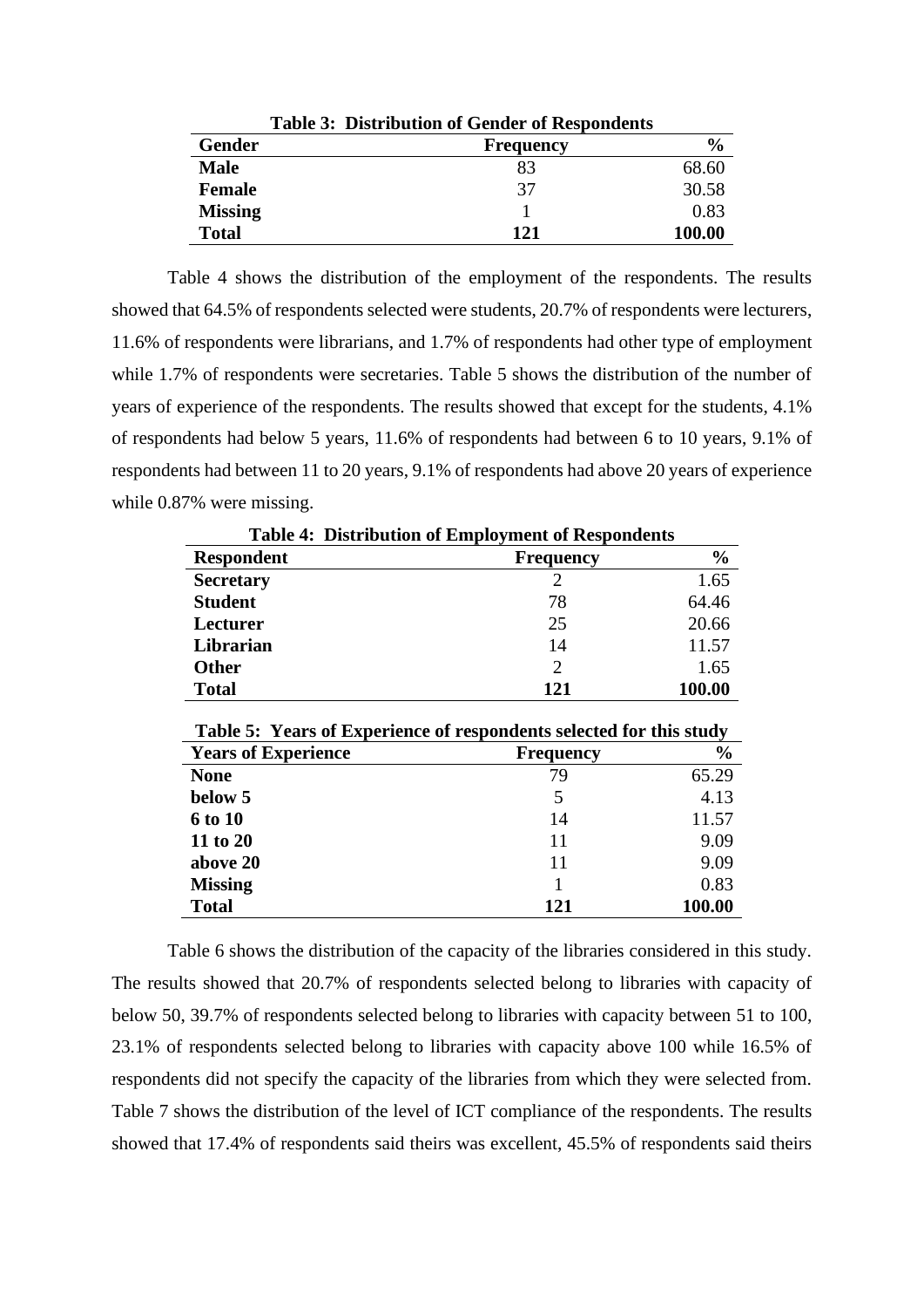**Table 3: Distribution of Gender of Respondents**

| Gender | Frequency | % |
|---|---|---|
| **Male** | 83 | 68.60 |
| **Female** | 37 | 30.58 |
| **Missing** | 1 | 0.83 |
| **Total** | **121** | **100.00** |

Table 4 shows the distribution of the employment of the respondents. The results showed that 64.5% of respondents selected were students, 20.7% of respondents were lecturers, 11.6% of respondents were librarians, and 1.7% of respondents had other type of employment while 1.7% of respondents were secretaries. Table 5 shows the distribution of the number of years of experience of the respondents. The results showed that except for the students, 4.1% of respondents had below 5 years, 11.6% of respondents had between 6 to 10 years, 9.1% of respondents had between 11 to 20 years, 9.1% of respondents had above 20 years of experience while 0.87% were missing.

**Table 4: Distribution of Employment of Respondents**

| Respondent | Frequency | % |
|---|---|---|
| **Secretary** | 2 | 1.65 |
| **Student** | 78 | 64.46 |
| **Lecturer** | 25 | 20.66 |
| **Librarian** | 14 | 11.57 |
| **Other** | 2 | 1.65 |
| **Total** | **121** | **100.00** |

**Table 5: Years of Experience of respondents selected for this study**

| Years of Experience | Frequency | % |
|---|---|---|
| **None** | 79 | 65.29 |
| **below 5** | 5 | 4.13 |
| **6 to 10** | 14 | 11.57 |
| **11 to 20** | 11 | 9.09 |
| **above 20** | 11 | 9.09 |
| **Missing** | 1 | 0.83 |
| **Total** | **121** | **100.00** |

Table 6 shows the distribution of the capacity of the libraries considered in this study. The results showed that 20.7% of respondents selected belong to libraries with capacity of below 50, 39.7% of respondents selected belong to libraries with capacity between 51 to 100, 23.1% of respondents selected belong to libraries with capacity above 100 while 16.5% of respondents did not specify the capacity of the libraries from which they were selected from. Table 7 shows the distribution of the level of ICT compliance of the respondents. The results showed that 17.4% of respondents said theirs was excellent, 45.5% of respondents said theirs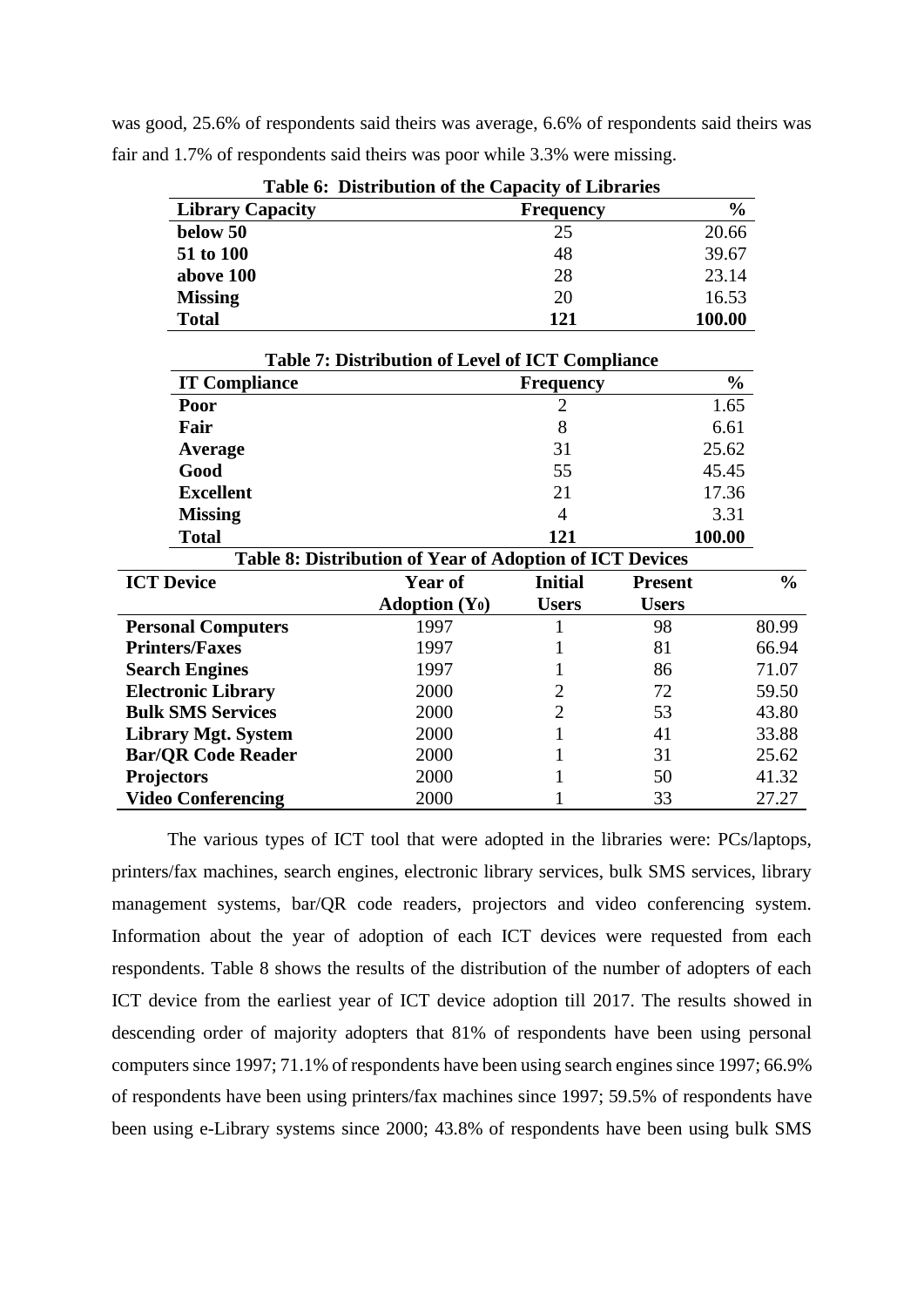was good, 25.6% of respondents said theirs was average, 6.6% of respondents said theirs was fair and 1.7% of respondents said theirs was poor while 3.3% were missing.

**Table 6: Distribution of the Capacity of Libraries**

| Library Capacity | Frequency | % |
|---|---|---|
| **below 50** | 25 | 20.66 |
| **51 to 100** | 48 | 39.67 |
| **above 100** | 28 | 23.14 |
| **Missing** | 20 | 16.53 |
| **Total** | **121** | **100.00** |

**Table 7: Distribution of Level of ICT Compliance**

| IT Compliance | Frequency | % |
|---|---|---|
| **Poor** | 2 | 1.65 |
| **Fair** | 8 | 6.61 |
| **Average** | 31 | 25.62 |
| **Good** | 55 | 45.45 |
| **Excellent** | 21 | 17.36 |
| **Missing** | 4 | 3.31 |
| **Total** | **121** | **100.00** |

**Table 8: Distribution of Year of Adoption of ICT Devices**

| ICT Device | Year of Adoption ($Y_0$) | Initial Users | Present Users | % |
|---|---|---|---|---|
| **Personal Computers** | 1997 | 1 | 98 | 80.99 |
| **Printers/Faxes** | 1997 | 1 | 81 | 66.94 |
| **Search Engines** | 1997 | 1 | 86 | 71.07 |
| **Electronic Library** | 2000 | 2 | 72 | 59.50 |
| **Bulk SMS Services** | 2000 | 2 | 53 | 43.80 |
| **Library Mgt. System** | 2000 | 1 | 41 | 33.88 |
| **Bar/QR Code Reader** | 2000 | 1 | 31 | 25.62 |
| **Projectors** | 2000 | 1 | 50 | 41.32 |
| **Video Conferencing** | 2000 | 1 | 33 | 27.27 |

The various types of ICT tool that were adopted in the libraries were: PCs/laptops, printers/fax machines, search engines, electronic library services, bulk SMS services, library management systems, bar/QR code readers, projectors and video conferencing system. Information about the year of adoption of each ICT devices were requested from each respondents. Table 8 shows the results of the distribution of the number of adopters of each ICT device from the earliest year of ICT device adoption till 2017. The results showed in descending order of majority adopters that 81% of respondents have been using personal computers since 1997; 71.1% of respondents have been using search engines since 1997; 66.9% of respondents have been using printers/fax machines since 1997; 59.5% of respondents have been using e-Library systems since 2000; 43.8% of respondents have been using bulk SMS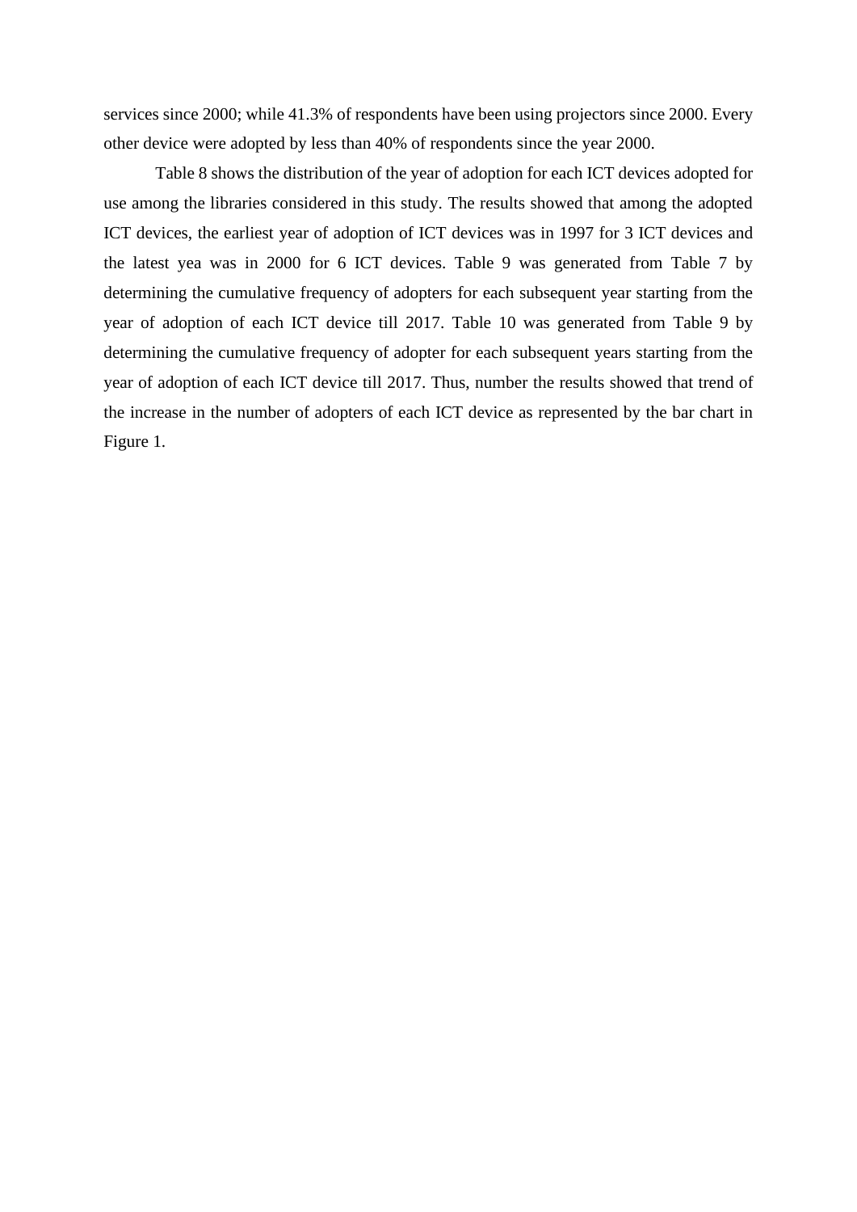services since 2000; while 41.3% of respondents have been using projectors since 2000. Every other device were adopted by less than 40% of respondents since the year 2000.

Table 8 shows the distribution of the year of adoption for each ICT devices adopted for use among the libraries considered in this study. The results showed that among the adopted ICT devices, the earliest year of adoption of ICT devices was in 1997 for 3 ICT devices and the latest yea was in 2000 for 6 ICT devices. Table 9 was generated from Table 7 by determining the cumulative frequency of adopters for each subsequent year starting from the year of adoption of each ICT device till 2017. Table 10 was generated from Table 9 by determining the cumulative frequency of adopter for each subsequent years starting from the year of adoption of each ICT device till 2017. Thus, number the results showed that trend of the increase in the number of adopters of each ICT device as represented by the bar chart in Figure 1.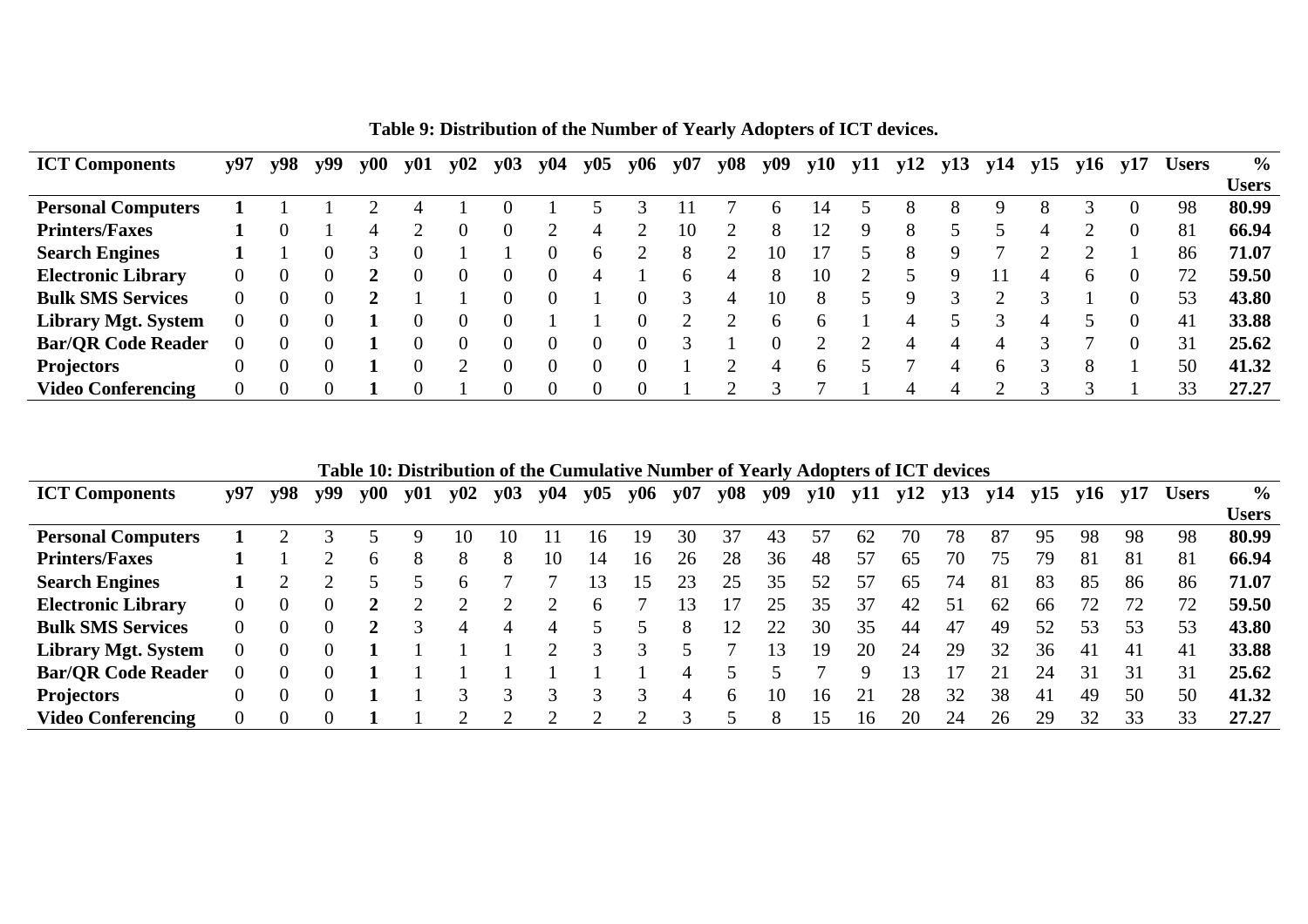**Table 9: Distribution of the Number of Yearly Adopters of ICT devices.**

| ICT Components | y97 | y98 | y99 | y00 | y01 | y02 | y03 | y04 | y05 | y06 | y07 | y08 | y09 | y10 | y11 | y12 | y13 | y14 | y15 | y16 | y17 | Users | % Users |
|---|---|---|---|---|---|---|---|---|---|---|---|---|---|---|---|---|---|---|---|---|---|---|---|
| **Personal Computers** | **1** | 1 | 1 | 2 | 4 | 1 | 0 | 1 | 5 | 3 | 11 | 7 | 6 | 14 | 5 | 8 | 8 | 9 | 8 | 3 | 0 | 98 | **80.99** |
| **Printers/Faxes** | **1** | 0 | 1 | 4 | 2 | 0 | 0 | 2 | 4 | 2 | 10 | 2 | 8 | 12 | 9 | 8 | 5 | 5 | 4 | 2 | 0 | 81 | **66.94** |
| **Search Engines** | **1** | 1 | 0 | 3 | 0 | 1 | 1 | 0 | 6 | 2 | 8 | 2 | 10 | 17 | 5 | 8 | 9 | 7 | 2 | 2 | 1 | 86 | **71.07** |
| **Electronic Library** | 0 | 0 | 0 | **2** | 0 | 0 | 0 | 0 | 4 | 1 | 6 | 4 | 8 | 10 | 2 | 5 | 9 | 11 | 4 | 6 | 0 | 72 | **59.50** |
| **Bulk SMS Services** | 0 | 0 | 0 | **2** | 1 | 1 | 0 | 0 | 1 | 0 | 3 | 4 | 10 | 8 | 5 | 9 | 3 | 2 | 3 | 1 | 0 | 53 | **43.80** |
| **Library Mgt. System** | 0 | 0 | 0 | **1** | 0 | 0 | 0 | 1 | 1 | 0 | 2 | 2 | 6 | 6 | 1 | 4 | 5 | 3 | 4 | 5 | 0 | 41 | **33.88** |
| **Bar/QR Code Reader** | 0 | 0 | 0 | **1** | 0 | 0 | 0 | 0 | 0 | 0 | 3 | 1 | 0 | 2 | 2 | 4 | 4 | 4 | 3 | 7 | 0 | 31 | **25.62** |
| **Projectors** | 0 | 0 | 0 | **1** | 0 | 2 | 0 | 0 | 0 | 0 | 1 | 2 | 4 | 6 | 5 | 7 | 4 | 6 | 3 | 8 | 1 | 50 | **41.32** |
| **Video Conferencing** | 0 | 0 | 0 | **1** | 0 | 1 | 0 | 0 | 0 | 0 | 1 | 2 | 3 | 7 | 1 | 4 | 4 | 2 | 3 | 3 | 1 | 33 | **27.27** |

**Table 10: Distribution of the Cumulative Number of Yearly Adopters of ICT devices**

| ICT Components | y97 | y98 | y99 | y00 | y01 | y02 | y03 | y04 | y05 | y06 | y07 | y08 | y09 | y10 | y11 | y12 | y13 | y14 | y15 | y16 | y17 | Users | % Users |
|---|---|---|---|---|---|---|---|---|---|---|---|---|---|---|---|---|---|---|---|---|---|---|---|
| **Personal Computers** | **1** | 2 | 3 | 5 | 9 | 10 | 10 | 11 | 16 | 19 | 30 | 37 | 43 | 57 | 62 | 70 | 78 | 87 | 95 | 98 | 98 | 98 | **80.99** |
| **Printers/Faxes** | **1** | 1 | 2 | 6 | 8 | 8 | 8 | 10 | 14 | 16 | 26 | 28 | 36 | 48 | 57 | 65 | 70 | 75 | 79 | 81 | 81 | 81 | **66.94** |
| **Search Engines** | **1** | 2 | 2 | 5 | 5 | 6 | 7 | 7 | 13 | 15 | 23 | 25 | 35 | 52 | 57 | 65 | 74 | 81 | 83 | 85 | 86 | 86 | **71.07** |
| **Electronic Library** | 0 | 0 | 0 | **2** | 2 | 2 | 2 | 2 | 6 | 7 | 13 | 17 | 25 | 35 | 37 | 42 | 51 | 62 | 66 | 72 | 72 | 72 | **59.50** |
| **Bulk SMS Services** | 0 | 0 | 0 | **2** | 3 | 4 | 4 | 4 | 5 | 5 | 8 | 12 | 22 | 30 | 35 | 44 | 47 | 49 | 52 | 53 | 53 | 53 | **43.80** |
| **Library Mgt. System** | 0 | 0 | 0 | **1** | 1 | 1 | 1 | 2 | 3 | 3 | 5 | 7 | 13 | 19 | 20 | 24 | 29 | 32 | 36 | 41 | 41 | 41 | **33.88** |
| **Bar/QR Code Reader** | 0 | 0 | 0 | **1** | 1 | 1 | 1 | 1 | 1 | 1 | 4 | 5 | 5 | 7 | 9 | 13 | 17 | 21 | 24 | 31 | 31 | 31 | **25.62** |
| **Projectors** | 0 | 0 | 0 | **1** | 1 | 3 | 3 | 3 | 3 | 3 | 4 | 6 | 10 | 16 | 21 | 28 | 32 | 38 | 41 | 49 | 50 | 50 | **41.32** |
| **Video Conferencing** | 0 | 0 | 0 | **1** | 1 | 2 | 2 | 2 | 2 | 2 | 3 | 5 | 8 | 15 | 16 | 20 | 24 | 26 | 29 | 32 | 33 | 33 | **27.27** |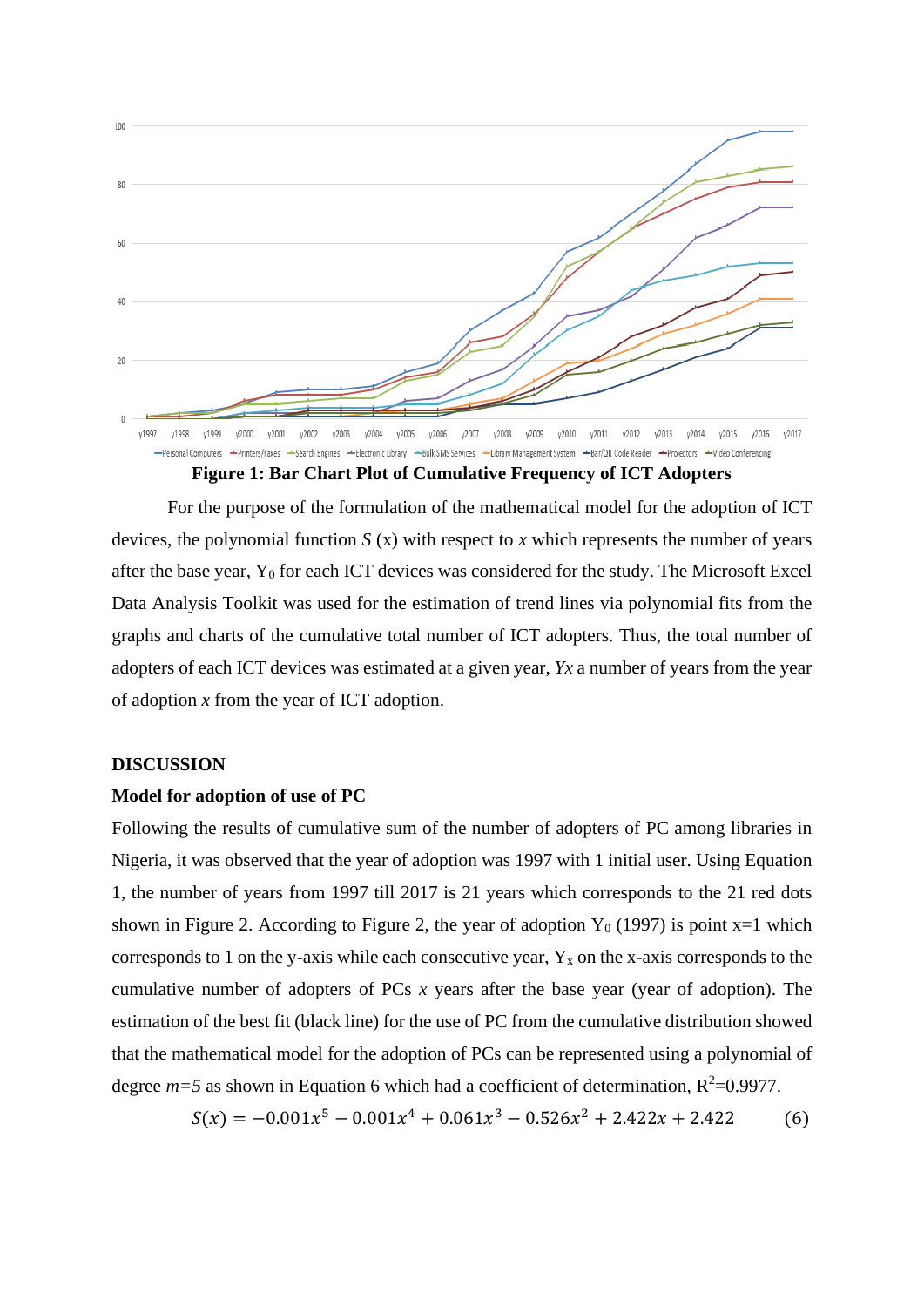**Figure 1: Bar Chart Plot of Cumulative Frequency of ICT Adopters**

For the purpose of the formulation of the mathematical model for the adoption of ICT devices, the polynomial function *S* (x) with respect to *x* which represents the number of years after the base year, $Y_0$ for each ICT devices was considered for the study. The Microsoft Excel Data Analysis Toolkit was used for the estimation of trend lines via polynomial fits from the graphs and charts of the cumulative total number of ICT adopters. Thus, the total number of adopters of each ICT devices was estimated at a given year, *Yx* a number of years from the year of adoption *x* from the year of ICT adoption.

## DISCUSSION

### Model for adoption of use of PC

Following the results of cumulative sum of the number of adopters of PC among libraries in Nigeria, it was observed that the year of adoption was 1997 with 1 initial user. Using Equation 1, the number of years from 1997 till 2017 is 21 years which corresponds to the 21 red dots shown in Figure 2. According to Figure 2, the year of adoption $Y_0$ (1997) is point x=1 which corresponds to 1 on the y-axis while each consecutive year, $Y_x$ on the x-axis corresponds to the cumulative number of adopters of PCs *x* years after the base year (year of adoption). The estimation of the best fit (black line) for the use of PC from the cumulative distribution showed that the mathematical model for the adoption of PCs can be represented using a polynomial of degree *m=5* as shown in Equation 6 which had a coefficient of determination, $R^2$=0.9977.

$$S(x) = -0.001x^5 - 0.001x^4 + 0.061x^3 - 0.526x^2 + 2.422x + 2.422 \qquad (6)$$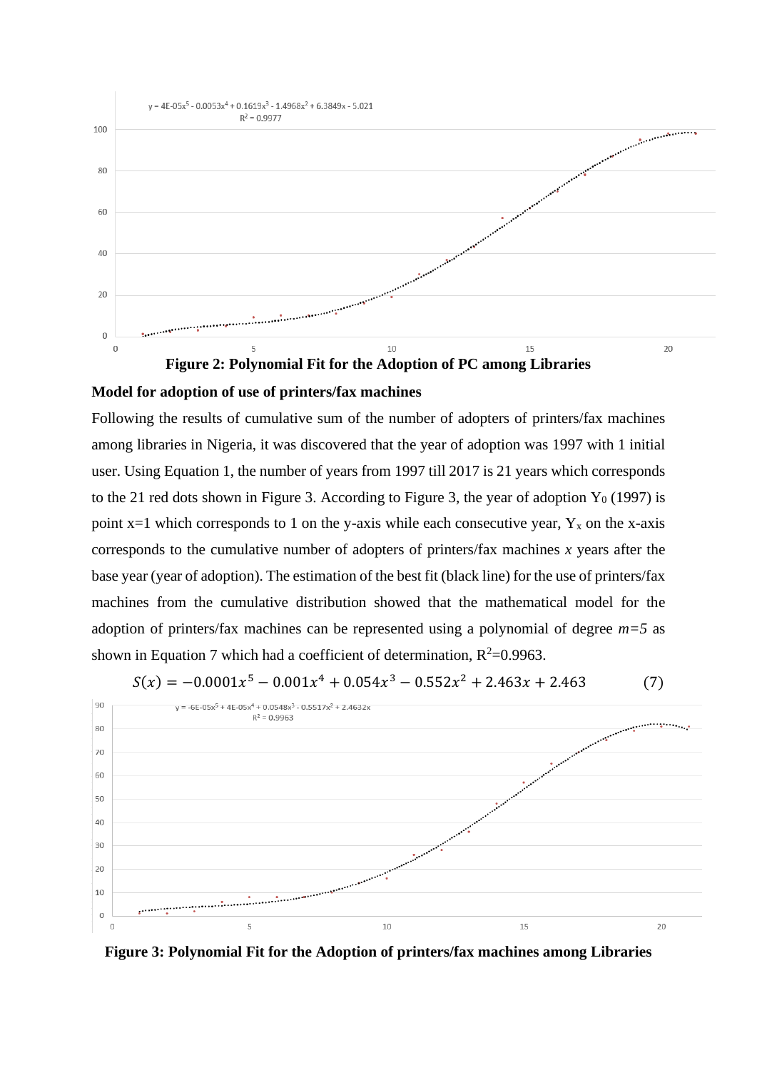**Figure 2: Polynomial Fit for the Adoption of PC among Libraries**

**Model for adoption of use of printers/fax machines**

Following the results of cumulative sum of the number of adopters of printers/fax machines among libraries in Nigeria, it was discovered that the year of adoption was 1997 with 1 initial user. Using Equation 1, the number of years from 1997 till 2017 is 21 years which corresponds to the 21 red dots shown in Figure 3. According to Figure 3, the year of adoption $Y_0$ (1997) is point x=1 which corresponds to 1 on the y-axis while each consecutive year, $Y_x$ on the x-axis corresponds to the cumulative number of adopters of printers/fax machines *x* years after the base year (year of adoption). The estimation of the best fit (black line) for the use of printers/fax machines from the cumulative distribution showed that the mathematical model for the adoption of printers/fax machines can be represented using a polynomial of degree *m=5* as shown in Equation 7 which had a coefficient of determination, $R^2$=0.9963.

$$S(x) = -0.0001x^5 - 0.001x^4 + 0.054x^3 - 0.552x^2 + 2.463x + 2.463 \qquad (7)$$

**Figure 3: Polynomial Fit for the Adoption of printers/fax machines among Libraries**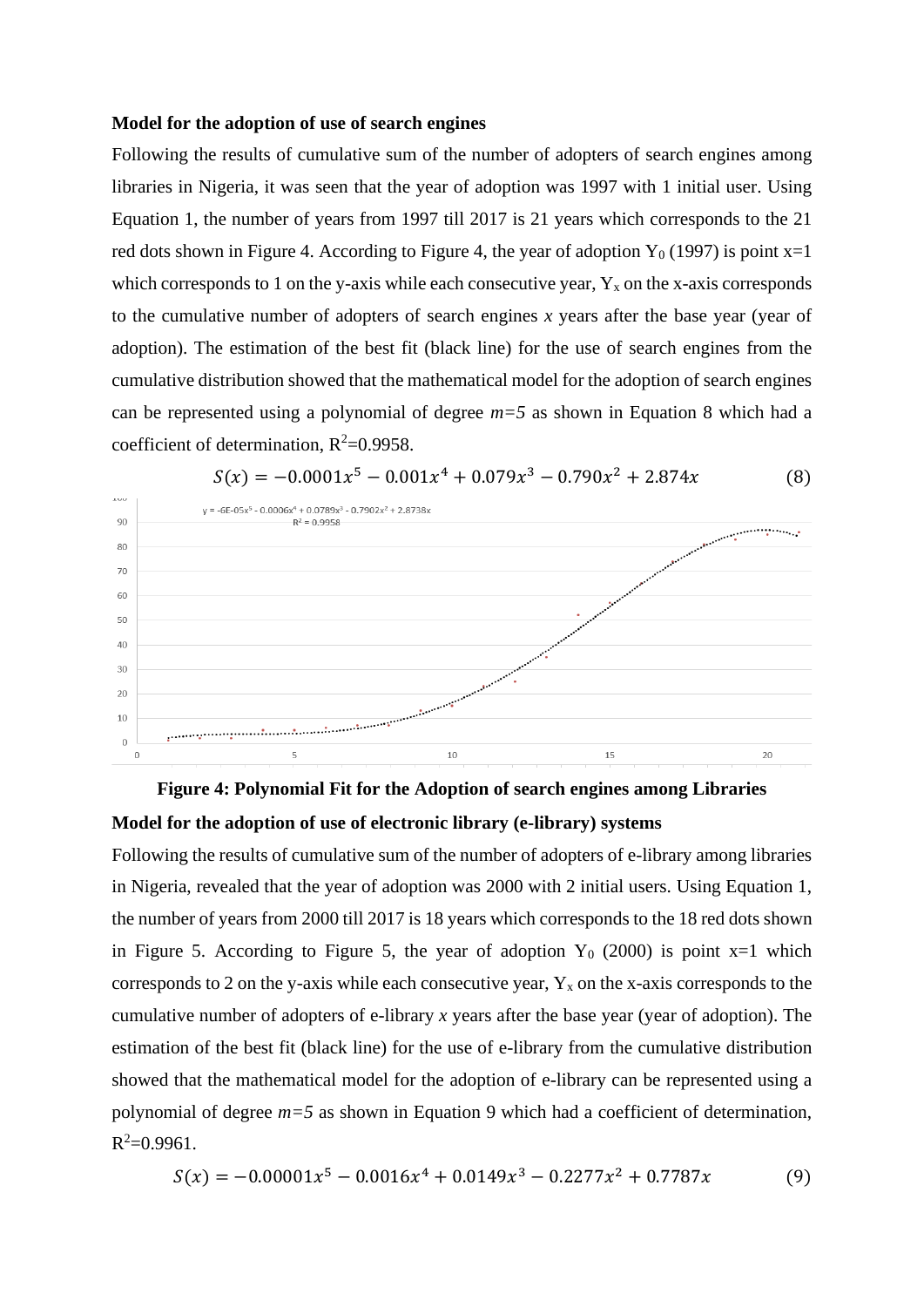**Model for the adoption of use of search engines**

Following the results of cumulative sum of the number of adopters of search engines among libraries in Nigeria, it was seen that the year of adoption was 1997 with 1 initial user. Using Equation 1, the number of years from 1997 till 2017 is 21 years which corresponds to the 21 red dots shown in Figure 4. According to Figure 4, the year of adoption $Y_0$ (1997) is point x=1 which corresponds to 1 on the y-axis while each consecutive year, $Y_x$ on the x-axis corresponds to the cumulative number of adopters of search engines *x* years after the base year (year of adoption). The estimation of the best fit (black line) for the use of search engines from the cumulative distribution showed that the mathematical model for the adoption of search engines can be represented using a polynomial of degree *m=5* as shown in Equation 8 which had a coefficient of determination, $R^2$=0.9958.

$$S(x) = -0.0001x^5 - 0.001x^4 + 0.079x^3 - 0.790x^2 + 2.874x \tag{8}$$

**Figure 4: Polynomial Fit for the Adoption of search engines among Libraries**

**Model for the adoption of use of electronic library (e-library) systems**

Following the results of cumulative sum of the number of adopters of e-library among libraries in Nigeria, revealed that the year of adoption was 2000 with 2 initial users. Using Equation 1, the number of years from 2000 till 2017 is 18 years which corresponds to the 18 red dots shown in Figure 5. According to Figure 5, the year of adoption $Y_0$ (2000) is point x=1 which corresponds to 2 on the y-axis while each consecutive year, $Y_x$ on the x-axis corresponds to the cumulative number of adopters of e-library *x* years after the base year (year of adoption). The estimation of the best fit (black line) for the use of e-library from the cumulative distribution showed that the mathematical model for the adoption of e-library can be represented using a polynomial of degree *m=5* as shown in Equation 9 which had a coefficient of determination, $R^2$=0.9961.

$$S(x) = -0.00001x^5 - 0.0016x^4 + 0.0149x^3 - 0.2277x^2 + 0.7787x \tag{9}$$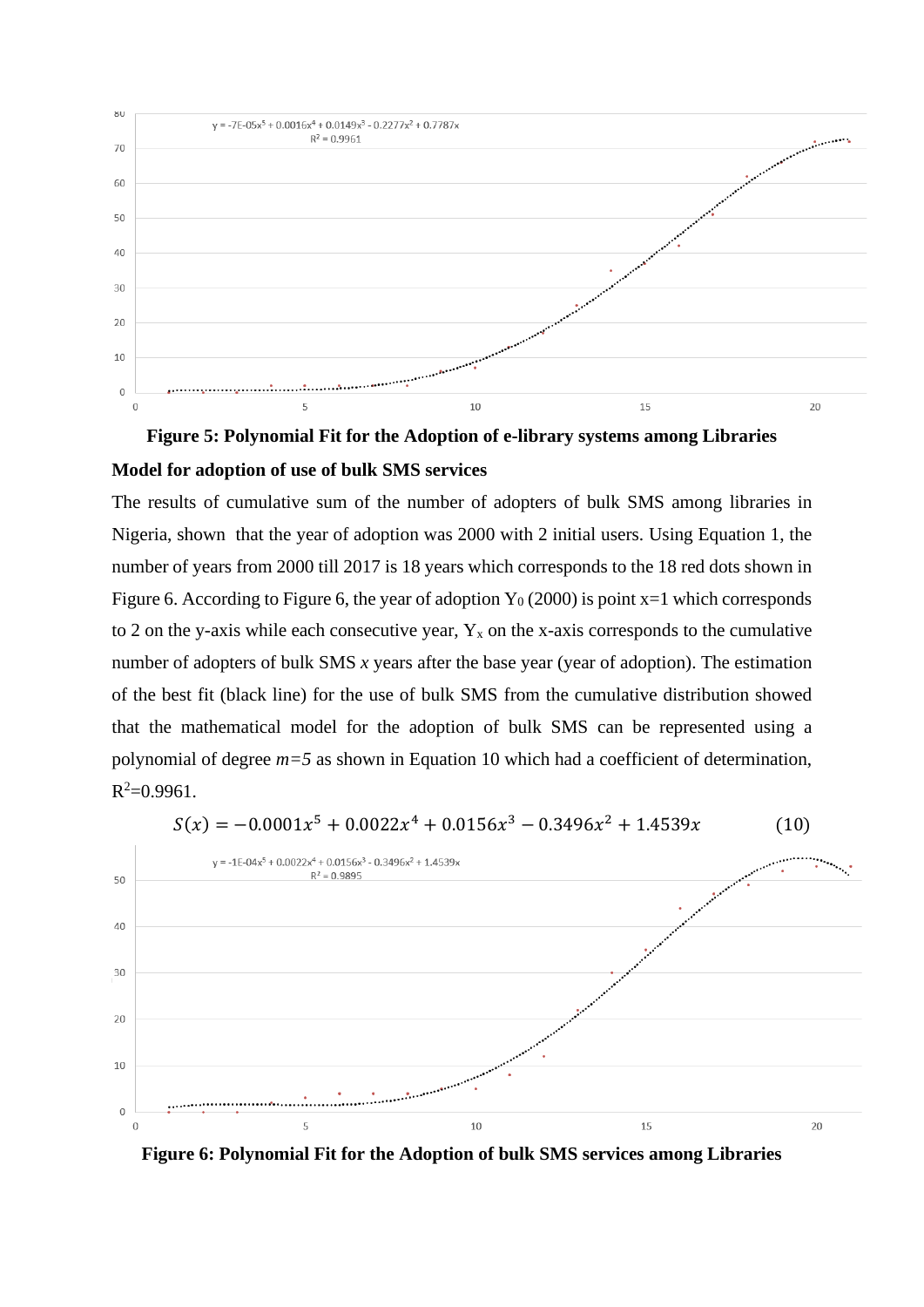**Figure 5: Polynomial Fit for the Adoption of e-library systems among Libraries**

**Model for adoption of use of bulk SMS services**

The results of cumulative sum of the number of adopters of bulk SMS among libraries in Nigeria, shown that the year of adoption was 2000 with 2 initial users. Using Equation 1, the number of years from 2000 till 2017 is 18 years which corresponds to the 18 red dots shown in Figure 6. According to Figure 6, the year of adoption $Y_0$ (2000) is point x=1 which corresponds to 2 on the y-axis while each consecutive year, $Y_x$ on the x-axis corresponds to the cumulative number of adopters of bulk SMS *x* years after the base year (year of adoption). The estimation of the best fit (black line) for the use of bulk SMS from the cumulative distribution showed that the mathematical model for the adoption of bulk SMS can be represented using a polynomial of degree *m=5* as shown in Equation 10 which had a coefficient of determination, $R^2$=0.9961.

$$S(x) = -0.0001x^5 + 0.0022x^4 + 0.0156x^3 - 0.3496x^2 + 1.4539x \qquad (10)$$

**Figure 6: Polynomial Fit for the Adoption of bulk SMS services among Libraries**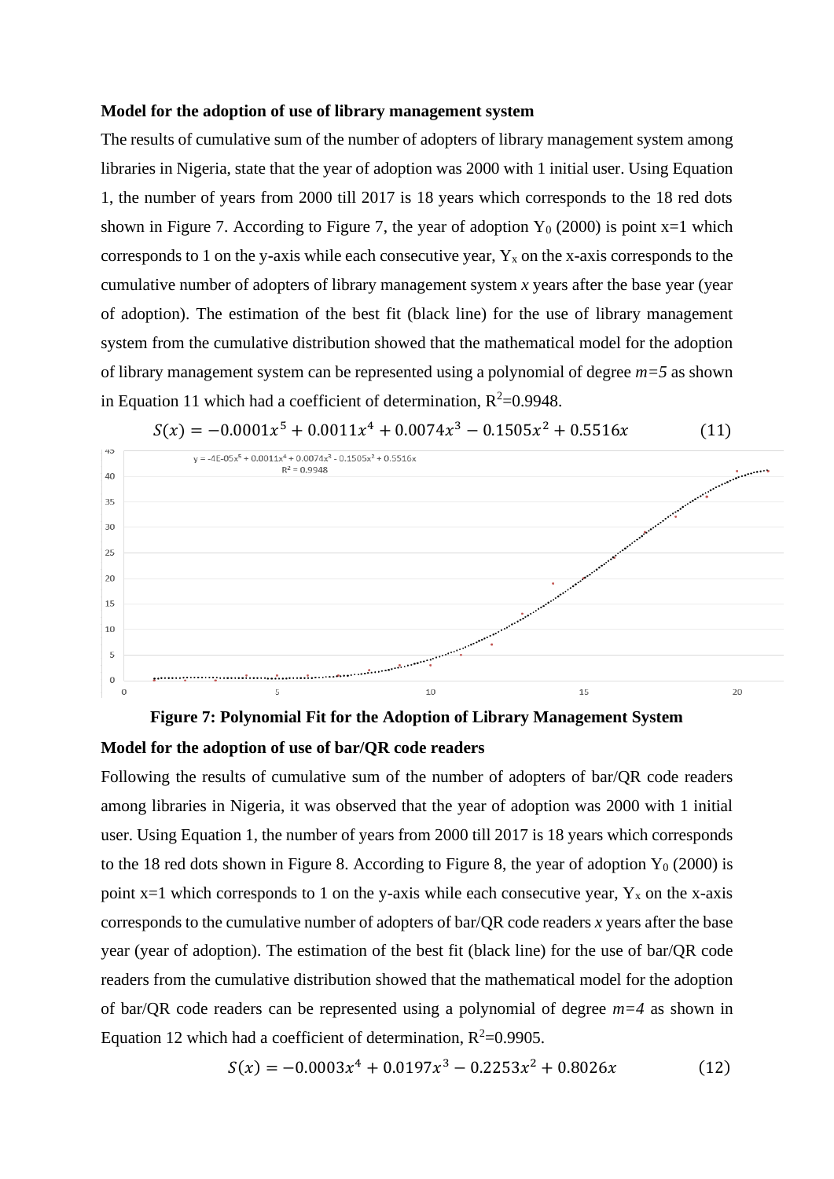**Model for the adoption of use of library management system**

The results of cumulative sum of the number of adopters of library management system among libraries in Nigeria, state that the year of adoption was 2000 with 1 initial user. Using Equation 1, the number of years from 2000 till 2017 is 18 years which corresponds to the 18 red dots shown in Figure 7. According to Figure 7, the year of adoption $Y_0$ (2000) is point x=1 which corresponds to 1 on the y-axis while each consecutive year, $Y_x$ on the x-axis corresponds to the cumulative number of adopters of library management system *x* years after the base year (year of adoption). The estimation of the best fit (black line) for the use of library management system from the cumulative distribution showed that the mathematical model for the adoption of library management system can be represented using a polynomial of degree *m=5* as shown in Equation 11 which had a coefficient of determination, $R^2$=0.9948.

$$S(x) = -0.0001x^5 + 0.0011x^4 + 0.0074x^3 - 0.1505x^2 + 0.5516x \quad (11)$$

**Figure 7: Polynomial Fit for the Adoption of Library Management System**

**Model for the adoption of use of bar/QR code readers**

Following the results of cumulative sum of the number of adopters of bar/QR code readers among libraries in Nigeria, it was observed that the year of adoption was 2000 with 1 initial user. Using Equation 1, the number of years from 2000 till 2017 is 18 years which corresponds to the 18 red dots shown in Figure 8. According to Figure 8, the year of adoption $Y_0$ (2000) is point x=1 which corresponds to 1 on the y-axis while each consecutive year, $Y_x$ on the x-axis corresponds to the cumulative number of adopters of bar/QR code readers *x* years after the base year (year of adoption). The estimation of the best fit (black line) for the use of bar/QR code readers from the cumulative distribution showed that the mathematical model for the adoption of bar/QR code readers can be represented using a polynomial of degree *m=4* as shown in Equation 12 which had a coefficient of determination, $R^2$=0.9905.

$$S(x) = -0.0003x^4 + 0.0197x^3 - 0.2253x^2 + 0.8026x \quad (12)$$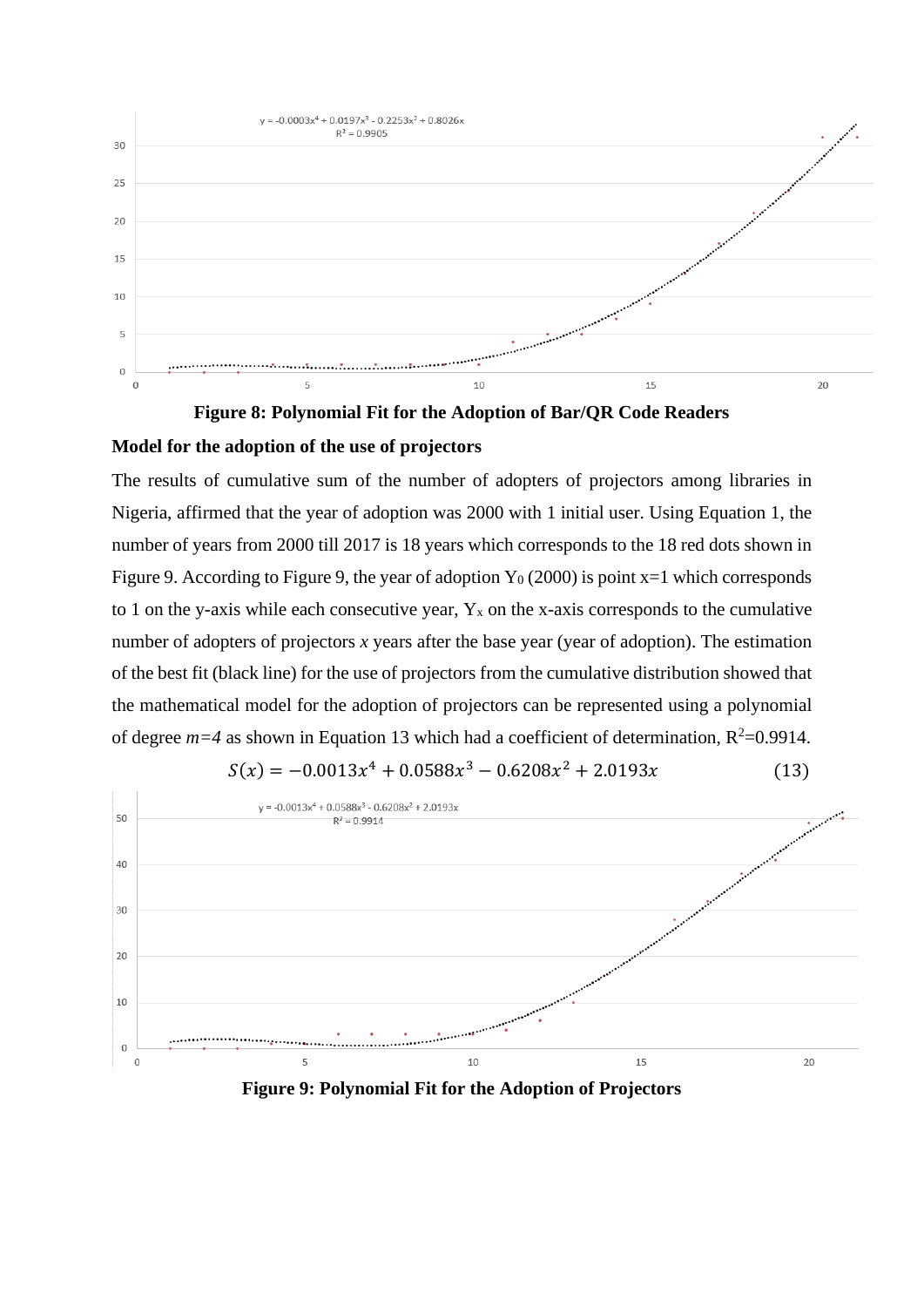**Figure 8: Polynomial Fit for the Adoption of Bar/QR Code Readers**

**Model for the adoption of the use of projectors**

The results of cumulative sum of the number of adopters of projectors among libraries in Nigeria, affirmed that the year of adoption was 2000 with 1 initial user. Using Equation 1, the number of years from 2000 till 2017 is 18 years which corresponds to the 18 red dots shown in Figure 9. According to Figure 9, the year of adoption $Y_0$ (2000) is point x=1 which corresponds to 1 on the y-axis while each consecutive year, $Y_x$ on the x-axis corresponds to the cumulative number of adopters of projectors *x* years after the base year (year of adoption). The estimation of the best fit (black line) for the use of projectors from the cumulative distribution showed that the mathematical model for the adoption of projectors can be represented using a polynomial of degree *m=4* as shown in Equation 13 which had a coefficient of determination, $R^2$=0.9914.

$$S(x) = -0.0013x^4 + 0.0588x^3 - 0.6208x^2 + 2.0193x \tag{13}$$

**Figure 9: Polynomial Fit for the Adoption of Projectors**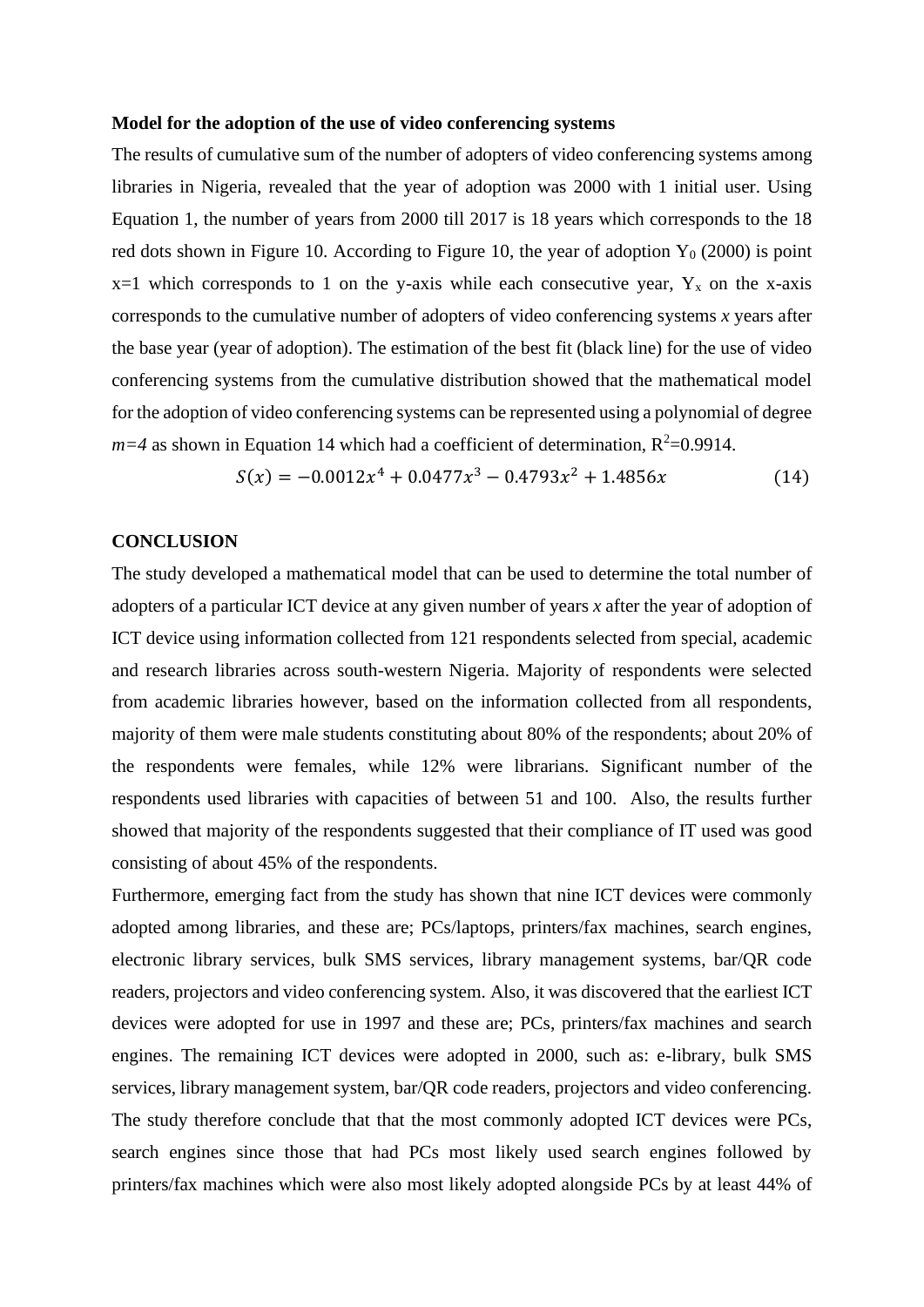**Model for the adoption of the use of video conferencing systems**

The results of cumulative sum of the number of adopters of video conferencing systems among libraries in Nigeria, revealed that the year of adoption was 2000 with 1 initial user. Using Equation 1, the number of years from 2000 till 2017 is 18 years which corresponds to the 18 red dots shown in Figure 10. According to Figure 10, the year of adoption $Y_0$ (2000) is point x=1 which corresponds to 1 on the y-axis while each consecutive year, $Y_x$ on the x-axis corresponds to the cumulative number of adopters of video conferencing systems *x* years after the base year (year of adoption). The estimation of the best fit (black line) for the use of video conferencing systems from the cumulative distribution showed that the mathematical model for the adoption of video conferencing systems can be represented using a polynomial of degree *m=4* as shown in Equation 14 which had a coefficient of determination, $R^2$=0.9914.

$$S(x) = -0.0012x^4 + 0.0477x^3 - 0.4793x^2 + 1.4856x \tag{14}$$

**CONCLUSION**

The study developed a mathematical model that can be used to determine the total number of adopters of a particular ICT device at any given number of years *x* after the year of adoption of ICT device using information collected from 121 respondents selected from special, academic and research libraries across south-western Nigeria. Majority of respondents were selected from academic libraries however, based on the information collected from all respondents, majority of them were male students constituting about 80% of the respondents; about 20% of the respondents were females, while 12% were librarians. Significant number of the respondents used libraries with capacities of between 51 and 100. Also, the results further showed that majority of the respondents suggested that their compliance of IT used was good consisting of about 45% of the respondents.

Furthermore, emerging fact from the study has shown that nine ICT devices were commonly adopted among libraries, and these are; PCs/laptops, printers/fax machines, search engines, electronic library services, bulk SMS services, library management systems, bar/QR code readers, projectors and video conferencing system. Also, it was discovered that the earliest ICT devices were adopted for use in 1997 and these are; PCs, printers/fax machines and search engines. The remaining ICT devices were adopted in 2000, such as: e-library, bulk SMS services, library management system, bar/QR code readers, projectors and video conferencing. The study therefore conclude that that the most commonly adopted ICT devices were PCs, search engines since those that had PCs most likely used search engines followed by printers/fax machines which were also most likely adopted alongside PCs by at least 44% of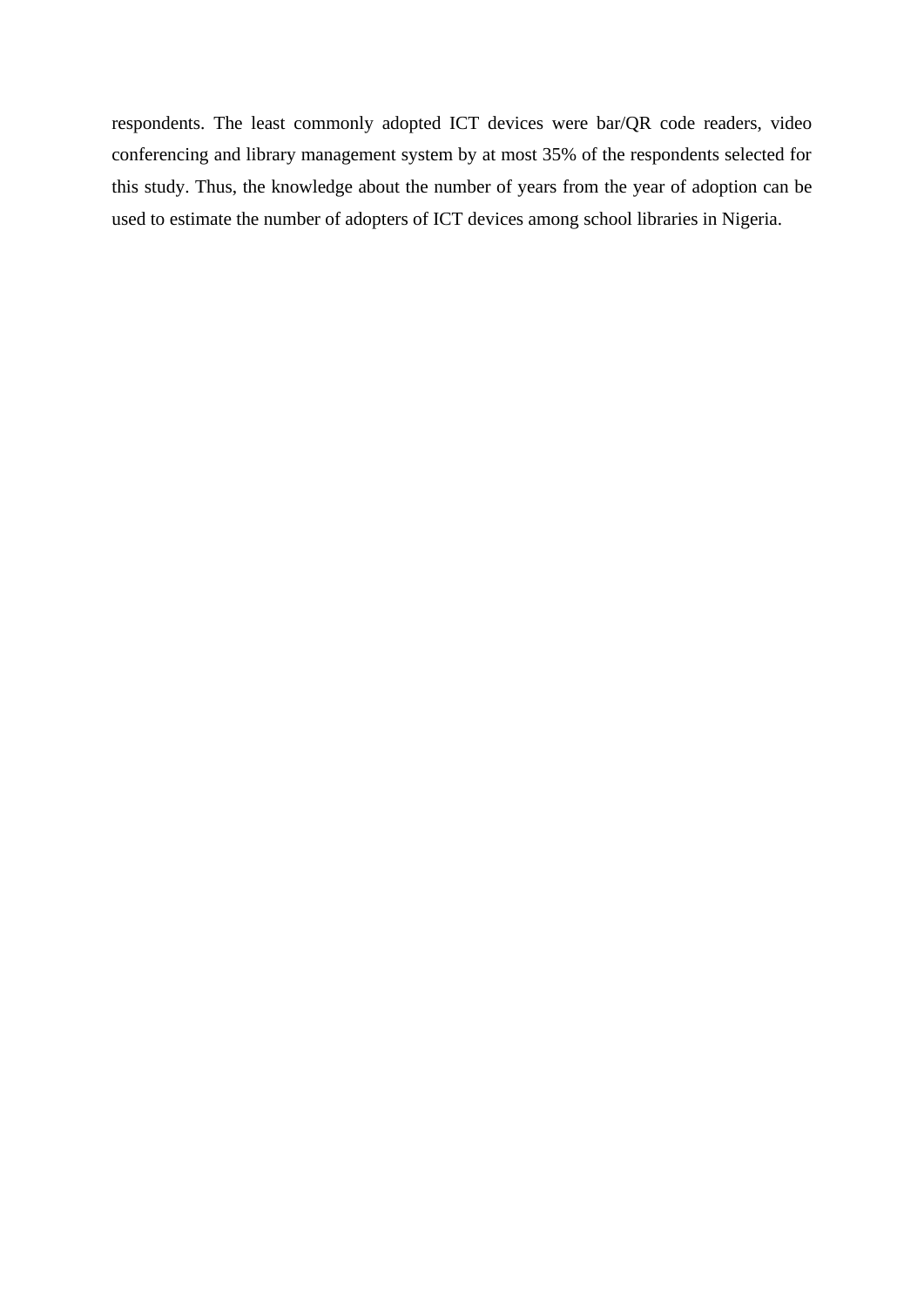respondents. The least commonly adopted ICT devices were bar/QR code readers, video conferencing and library management system by at most 35% of the respondents selected for this study. Thus, the knowledge about the number of years from the year of adoption can be used to estimate the number of adopters of ICT devices among school libraries in Nigeria.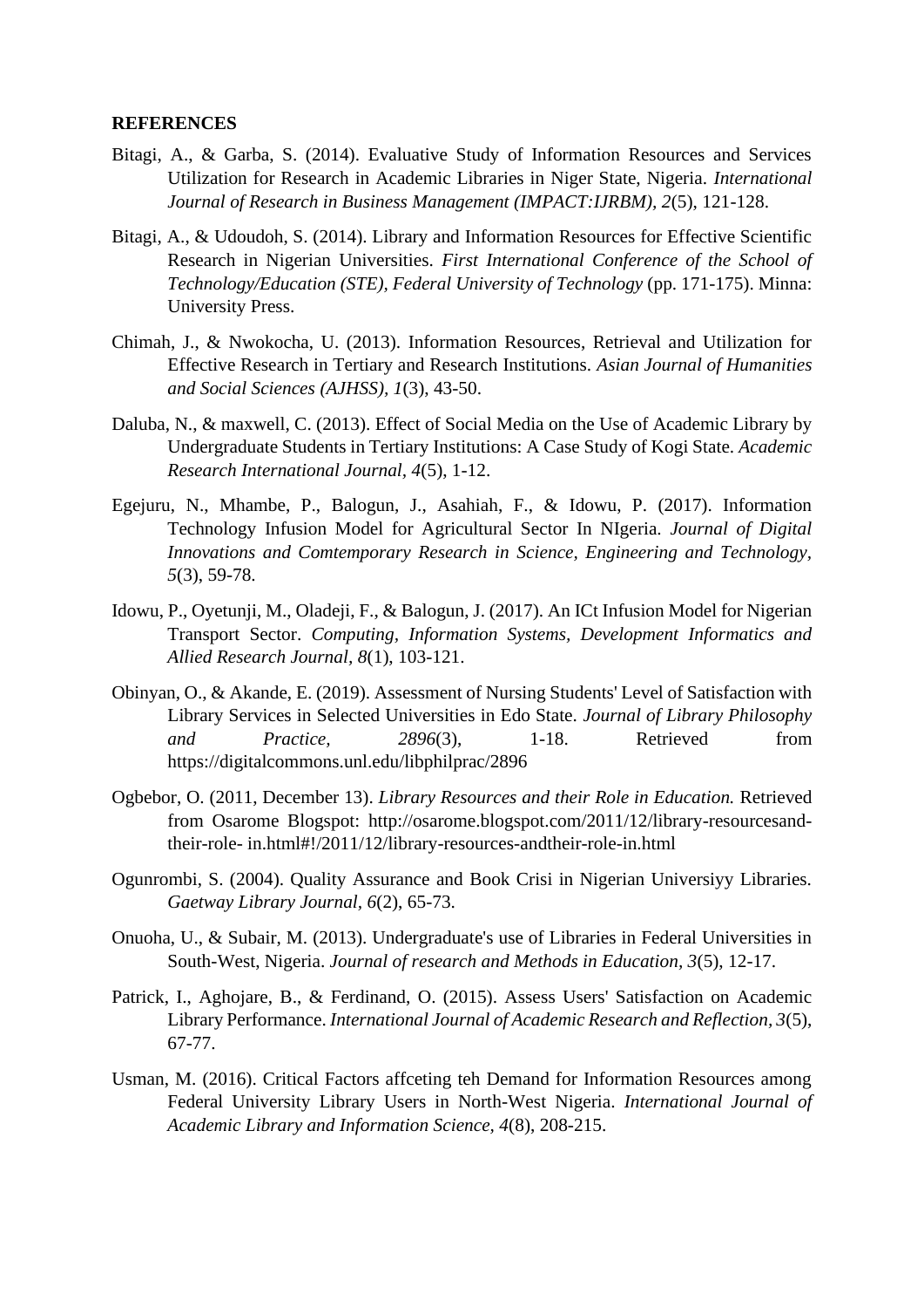**REFERENCES**

Bitagi, A., & Garba, S. (2014). Evaluative Study of Information Resources and Services Utilization for Research in Academic Libraries in Niger State, Nigeria. *International Journal of Research in Business Management (IMPACT:IJRBM), 2*(5), 121-128.

Bitagi, A., & Udoudoh, S. (2014). Library and Information Resources for Effective Scientific Research in Nigerian Universities. *First International Conference of the School of Technology/Education (STE), Federal University of Technology* (pp. 171-175). Minna: University Press.

Chimah, J., & Nwokocha, U. (2013). Information Resources, Retrieval and Utilization for Effective Research in Tertiary and Research Institutions. *Asian Journal of Humanities and Social Sciences (AJHSS), 1*(3), 43-50.

Daluba, N., & maxwell, C. (2013). Effect of Social Media on the Use of Academic Library by Undergraduate Students in Tertiary Institutions: A Case Study of Kogi State. *Academic Research International Journal, 4*(5), 1-12.

Egejuru, N., Mhambe, P., Balogun, J., Asahiah, F., & Idowu, P. (2017). Information Technology Infusion Model for Agricultural Sector In NIgeria. *Journal of Digital Innovations and Comtemporary Research in Science, Engineering and Technology, 5*(3), 59-78.

Idowu, P., Oyetunji, M., Oladeji, F., & Balogun, J. (2017). An ICt Infusion Model for Nigerian Transport Sector. *Computing, Information Systems, Development Informatics and Allied Research Journal, 8*(1), 103-121.

Obinyan, O., & Akande, E. (2019). Assessment of Nursing Students' Level of Satisfaction with Library Services in Selected Universities in Edo State. *Journal of Library Philosophy and Practice, 2896*(3), 1-18. Retrieved from https://digitalcommons.unl.edu/libphilprac/2896

Ogbebor, O. (2011, December 13). *Library Resources and their Role in Education.* Retrieved from Osarome Blogspot: http://osarome.blogspot.com/2011/12/library-resourcesand-their-role- in.html#!/2011/12/library-resources-andtheir-role-in.html

Ogunrombi, S. (2004). Quality Assurance and Book Crisi in Nigerian Universiyy Libraries. *Gaetway Library Journal, 6*(2), 65-73.

Onuoha, U., & Subair, M. (2013). Undergraduate's use of Libraries in Federal Universities in South-West, Nigeria. *Journal of research and Methods in Education, 3*(5), 12-17.

Patrick, I., Aghojare, B., & Ferdinand, O. (2015). Assess Users' Satisfaction on Academic Library Performance. *International Journal of Academic Research and Reflection, 3*(5), 67-77.

Usman, M. (2016). Critical Factors affceting teh Demand for Information Resources among Federal University Library Users in North-West Nigeria. *International Journal of Academic Library and Information Science, 4*(8), 208-215.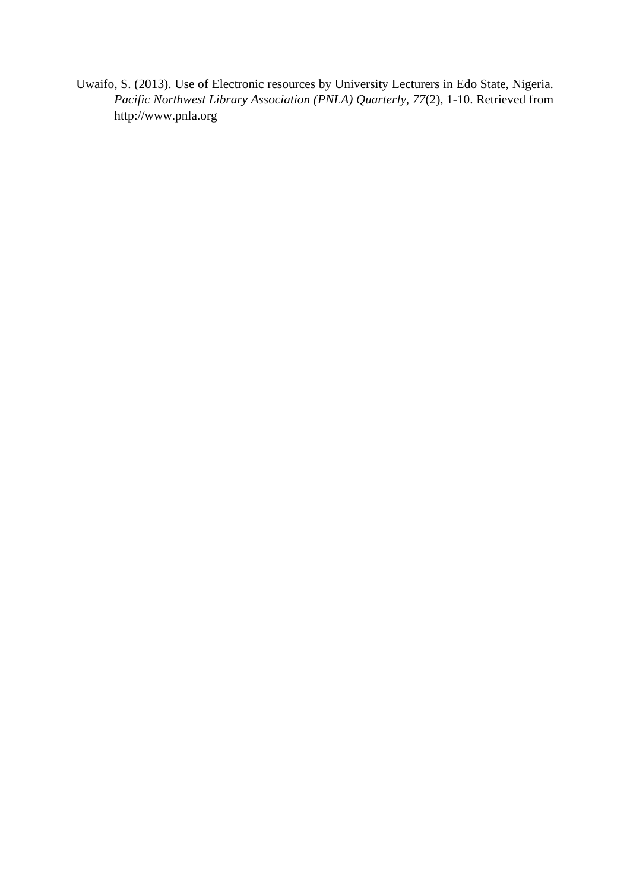Uwaifo, S. (2013). Use of Electronic resources by University Lecturers in Edo State, Nigeria. *Pacific Northwest Library Association (PNLA) Quarterly, 77*(2), 1-10. Retrieved from http://www.pnla.org